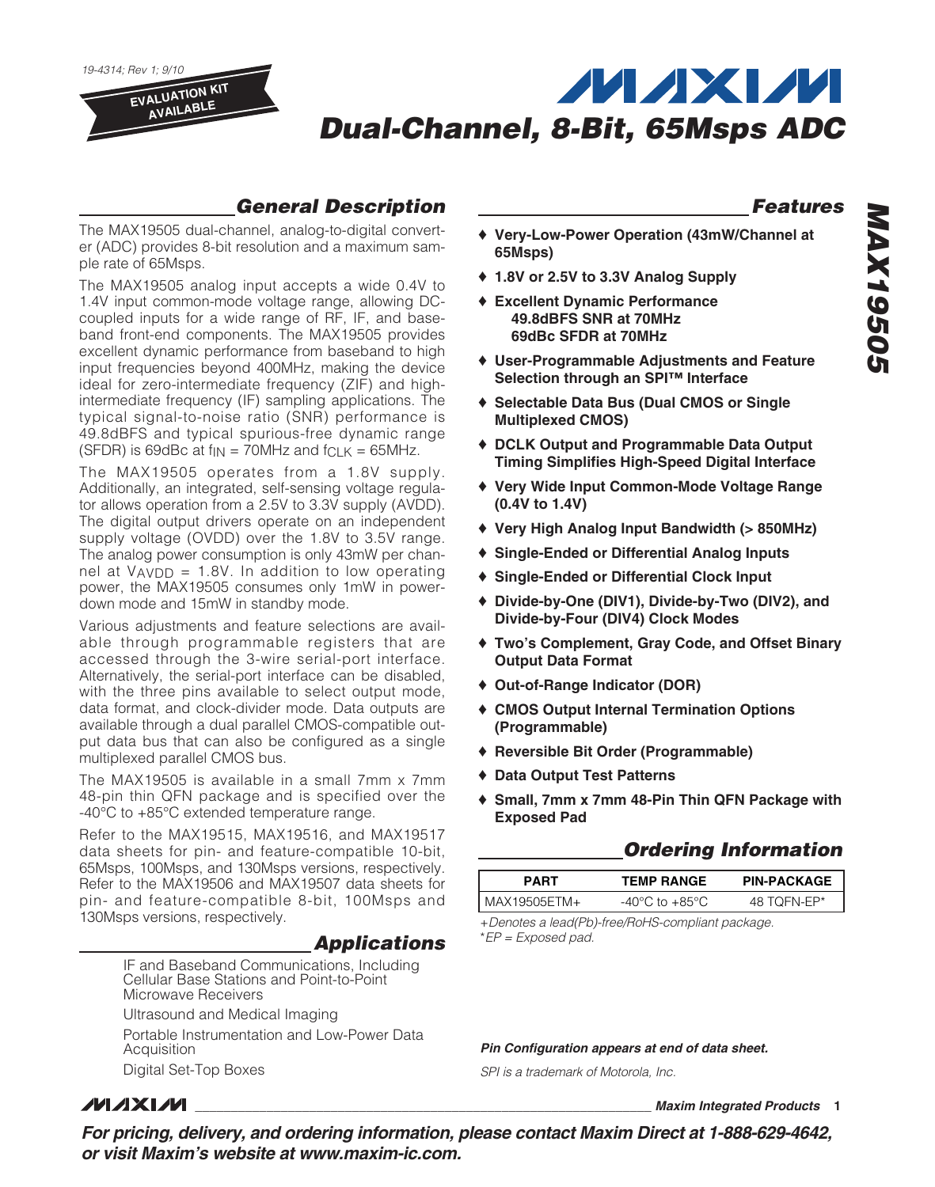19-4314; Rev 1; 9/10

EVALUATION KIT AVAILABLE

# Dual-Channel, 8-Bit, 65Msps ADC

## General Description

The MAX19505 dual-channel, analog-to-digital converter (ADC) provides 8-bit resolution and a maximum sample rate of 65Msps.

The MAX19505 analog input accepts a wide 0.4V to 1.4V input common-mode voltage range, allowing DC-coupled inputs for a wide range of RF, IF, and baseband front-end components. The MAX19505 provides excellent dynamic performance from baseband to high input frequencies beyond 400MHz, making the device ideal for zero-intermediate frequency (ZIF) and high-intermediate frequency (IF) sampling applications. The typical signal-to-noise ratio (SNR) performance is 49.8dBFS and typical spurious-free dynamic range (SFDR) is 69dBc at $f_{IN}$ = 70MHz and $f_{CLK}$ = 65MHz.

The MAX19505 operates from a 1.8V supply. Additionally, an integrated, self-sensing voltage regulator allows operation from a 2.5V to 3.3V supply (AVDD). The digital output drivers operate on an independent supply voltage (OVDD) over the 1.8V to 3.5V range. The analog power consumption is only 43mW per channel at $V_{AVDD}$ = 1.8V. In addition to low operating power, the MAX19505 consumes only 1mW in power-down mode and 15mW in standby mode.

Various adjustments and feature selections are available through programmable registers that are accessed through the 3-wire serial-port interface. Alternatively, the serial-port interface can be disabled, with the three pins available to select output mode, data format, and clock-divider mode. Data outputs are available through a dual parallel CMOS-compatible output data bus that can also be configured as a single multiplexed parallel CMOS bus.

The MAX19505 is available in a small 7mm x 7mm 48-pin thin QFN package and is specified over the -40°C to +85°C extended temperature range.

Refer to the MAX19515, MAX19516, and MAX19517 data sheets for pin- and feature-compatible 10-bit, 65Msps, 100Msps, and 130Msps versions, respectively. Refer to the MAX19506 and MAX19507 data sheets for pin- and feature-compatible 8-bit, 100Msps and 130Msps versions, respectively.

## Applications

IF and Baseband Communications, Including Cellular Base Stations and Point-to-Point Microwave Receivers

Ultrasound and Medical Imaging

Portable Instrumentation and Low-Power Data Acquisition

Digital Set-Top Boxes

## Features

- **Very-Low-Power Operation (43mW/Channel at 65Msps)**
- **1.8V or 2.5V to 3.3V Analog Supply**
- **Excellent Dynamic Performance**
  **49.8dBFS SNR at 70MHz**
  **69dBc SFDR at 70MHz**
- **User-Programmable Adjustments and Feature Selection through an SPI™ Interface**
- **Selectable Data Bus (Dual CMOS or Single Multiplexed CMOS)**
- **DCLK Output and Programmable Data Output Timing Simplifies High-Speed Digital Interface**
- **Very Wide Input Common-Mode Voltage Range (0.4V to 1.4V)**
- **Very High Analog Input Bandwidth (> 850MHz)**
- **Single-Ended or Differential Analog Inputs**
- **Single-Ended or Differential Clock Input**
- **Divide-by-One (DIV1), Divide-by-Two (DIV2), and Divide-by-Four (DIV4) Clock Modes**
- **Two's Complement, Gray Code, and Offset Binary Output Data Format**
- **Out-of-Range Indicator (DOR)**
- **CMOS Output Internal Termination Options (Programmable)**
- **Reversible Bit Order (Programmable)**
- **Data Output Test Patterns**
- **Small, 7mm x 7mm 48-Pin Thin QFN Package with Exposed Pad**

## Ordering Information

| PART | TEMP RANGE | PIN-PACKAGE |
|---|---|---|
| MAX19505ETM+ | -40°C to +85°C | 48 TQFN-EP* |

*+Denotes a lead(Pb)-free/RoHS-compliant package.*
*\*EP = Exposed pad.*

***Pin Configuration appears at end of data sheet.***

*SPI is a trademark of Motorola, Inc.*

***For pricing, delivery, and ordering information, please contact Maxim Direct at 1-888-629-4642, or visit Maxim's website at www.maxim-ic.com.***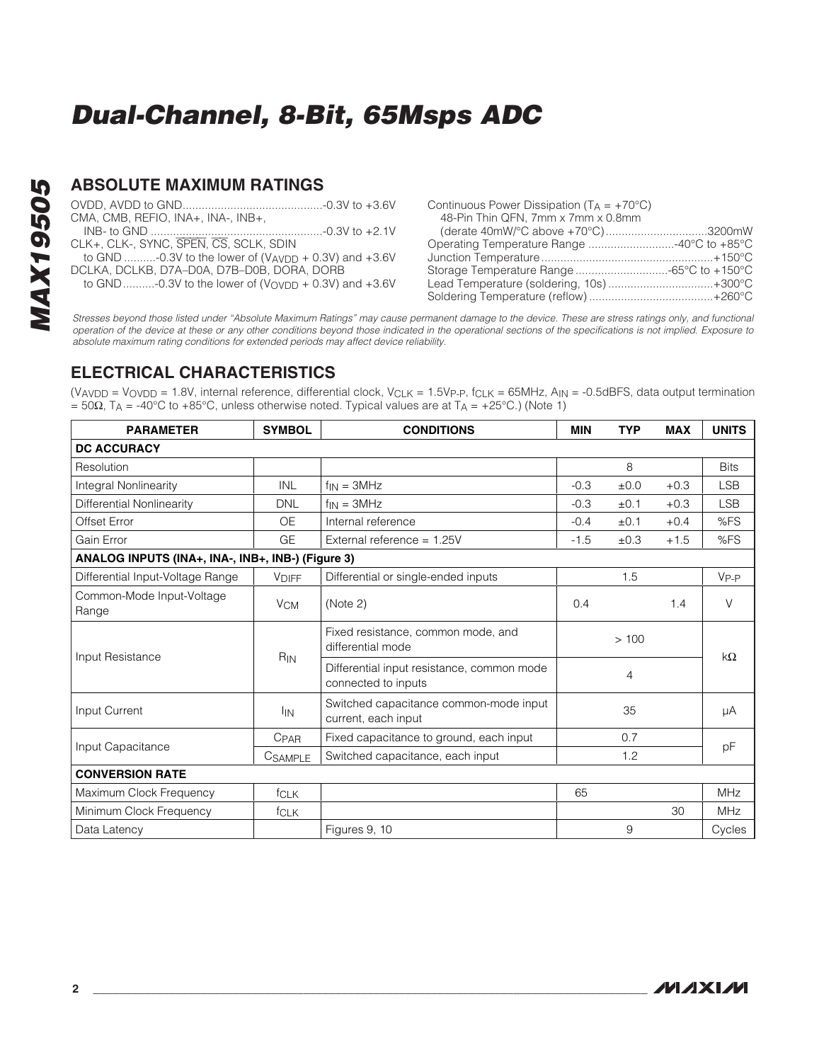## ABSOLUTE MAXIMUM RATINGS

OVDD, AVDD to GND ..........................................-0.3V to +3.6V
CMA, CMB, REFIO, INA+, INA-, INB+,
INB- to GND ......................................................-0.3V to +2.1V
CLK+, CLK-, SYNC, $\overline{SPEN}$, $\overline{CS}$, SCLK, SDIN
to GND ..........-0.3V to the lower of ($V_{AVDD}$ + 0.3V) and +3.6V
DCLKA, DCLKB, D7A–D0A, D7B–D0B, DORA, DORB
to GND..........-0.3V to the lower of ($V_{OVDD}$ + 0.3V) and +3.6V

Continuous Power Dissipation ($T_A$ = +70°C)
48-Pin Thin QFN, 7mm x 7mm x 0.8mm
(derate 40mW/°C above +70°C)................................3200mW
Operating Temperature Range ...........................-40°C to +85°C
Junction Temperature .....................................................+150°C
Storage Temperature Range .............................-65°C to +150°C
Lead Temperature (soldering, 10s) .................................+300°C
Soldering Temperature (reflow) .......................................+260°C

*Stresses beyond those listed under "Absolute Maximum Ratings" may cause permanent damage to the device. These are stress ratings only, and functional operation of the device at these or any other conditions beyond those indicated in the operational sections of the specifications is not implied. Exposure to absolute maximum rating conditions for extended periods may affect device reliability.*

## ELECTRICAL CHARACTERISTICS

($V_{AVDD}$ = $V_{OVDD}$ = 1.8V, internal reference, differential clock, $V_{CLK}$ = 1.5$V_{P-P}$, $f_{CLK}$ = 65MHz, $A_{IN}$ = -0.5dBFS, data output termination = 50Ω, $T_A$ = -40°C to +85°C, unless otherwise noted. Typical values are at $T_A$ = +25°C.) (Note 1)

| PARAMETER | SYMBOL | CONDITIONS | MIN | TYP | MAX | UNITS |
|---|---|---|---|---|---|---|
| **DC ACCURACY** | | | | | | |
| Resolution | | | | 8 | | Bits |
| Integral Nonlinearity | INL | $f_{IN}$ = 3MHz | -0.3 | ±0.0 | +0.3 | LSB |
| Differential Nonlinearity | DNL | $f_{IN}$ = 3MHz | -0.3 | ±0.1 | +0.3 | LSB |
| Offset Error | OE | Internal reference | -0.4 | ±0.1 | +0.4 | %FS |
| Gain Error | GE | External reference = 1.25V | -1.5 | ±0.3 | +1.5 | %FS |
| **ANALOG INPUTS (INA+, INA-, INB+, INB-) (Figure 3)** | | | | | | |
| Differential Input-Voltage Range | $V_{DIFF}$ | Differential or single-ended inputs | | 1.5 | | $V_{P-P}$ |
| Common-Mode Input-Voltage Range | $V_{CM}$ | (Note 2) | 0.4 | | 1.4 | V |
| Input Resistance | $R_{IN}$ | Fixed resistance, common mode, and differential mode | | > 100 | | kΩ |
| | | Differential input resistance, common mode connected to inputs | | 4 | | |
| Input Current | $I_{IN}$ | Switched capacitance common-mode input current, each input | | 35 | | µA |
| Input Capacitance | $C_{PAR}$ | Fixed capacitance to ground, each input | | 0.7 | | pF |
| | $C_{SAMPLE}$ | Switched capacitance, each input | | 1.2 | | |
| **CONVERSION RATE** | | | | | | |
| Maximum Clock Frequency | $f_{CLK}$ | | 65 | | | MHz |
| Minimum Clock Frequency | $f_{CLK}$ | | | | 30 | MHz |
| Data Latency | | Figures 9, 10 | | 9 | | Cycles |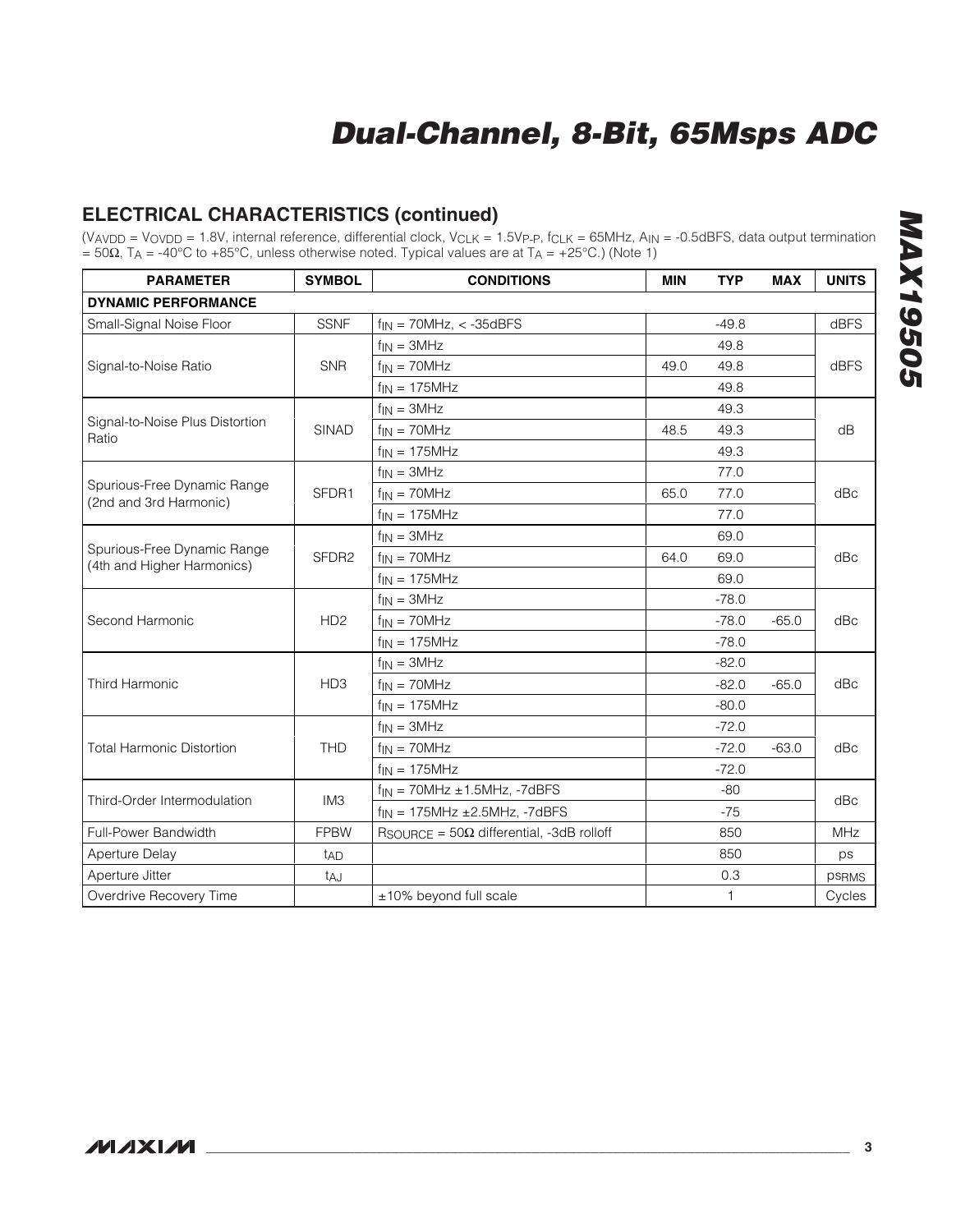## ELECTRICAL CHARACTERISTICS (continued)

($V_{AVDD}$ = $V_{OVDD}$ = 1.8V, internal reference, differential clock, $V_{CLK}$ = 1.5$V_{P-P}$, $f_{CLK}$ = 65MHz, $A_{IN}$ = -0.5dBFS, data output termination = 50Ω, $T_A$ = -40°C to +85°C, unless otherwise noted. Typical values are at $T_A$ = +25°C.) (Note 1)

| PARAMETER | SYMBOL | CONDITIONS | MIN | TYP | MAX | UNITS |
|---|---|---|---|---|---|---|
| **DYNAMIC PERFORMANCE** | | | | | | |
| Small-Signal Noise Floor | SSNF | $f_{IN}$ = 70MHz, < -35dBFS | | -49.8 | | dBFS |
| Signal-to-Noise Ratio | SNR | $f_{IN}$ = 3MHz | | 49.8 | | dBFS |
| | | $f_{IN}$ = 70MHz | 49.0 | 49.8 | | |
| | | $f_{IN}$ = 175MHz | | 49.8 | | |
| Signal-to-Noise Plus Distortion Ratio | SINAD | $f_{IN}$ = 3MHz | | 49.3 | | dB |
| | | $f_{IN}$ = 70MHz | 48.5 | 49.3 | | |
| | | $f_{IN}$ = 175MHz | | 49.3 | | |
| Spurious-Free Dynamic Range (2nd and 3rd Harmonic) | SFDR1 | $f_{IN}$ = 3MHz | | 77.0 | | dBc |
| | | $f_{IN}$ = 70MHz | 65.0 | 77.0 | | |
| | | $f_{IN}$ = 175MHz | | 77.0 | | |
| Spurious-Free Dynamic Range (4th and Higher Harmonics) | SFDR2 | $f_{IN}$ = 3MHz | | 69.0 | | dBc |
| | | $f_{IN}$ = 70MHz | 64.0 | 69.0 | | |
| | | $f_{IN}$ = 175MHz | | 69.0 | | |
| Second Harmonic | HD2 | $f_{IN}$ = 3MHz | | -78.0 | | dBc |
| | | $f_{IN}$ = 70MHz | | -78.0 | -65.0 | |
| | | $f_{IN}$ = 175MHz | | -78.0 | | |
| Third Harmonic | HD3 | $f_{IN}$ = 3MHz | | -82.0 | | dBc |
| | | $f_{IN}$ = 70MHz | | -82.0 | -65.0 | |
| | | $f_{IN}$ = 175MHz | | -80.0 | | |
| Total Harmonic Distortion | THD | $f_{IN}$ = 3MHz | | -72.0 | | dBc |
| | | $f_{IN}$ = 70MHz | | -72.0 | -63.0 | |
| | | $f_{IN}$ = 175MHz | | -72.0 | | |
| Third-Order Intermodulation | IM3 | $f_{IN}$ = 70MHz ±1.5MHz, -7dBFS | | -80 | | dBc |
| | | $f_{IN}$ = 175MHz ±2.5MHz, -7dBFS | | -75 | | |
| Full-Power Bandwidth | FPBW | $R_{SOURCE}$ = 50Ω differential, -3dB rolloff | | 850 | | MHz |
| Aperture Delay | $t_{AD}$ | | | 850 | | ps |
| Aperture Jitter | $t_{AJ}$ | | | 0.3 | | $ps_{RMS}$ |
| Overdrive Recovery Time | | ±10% beyond full scale | | 1 | | Cycles |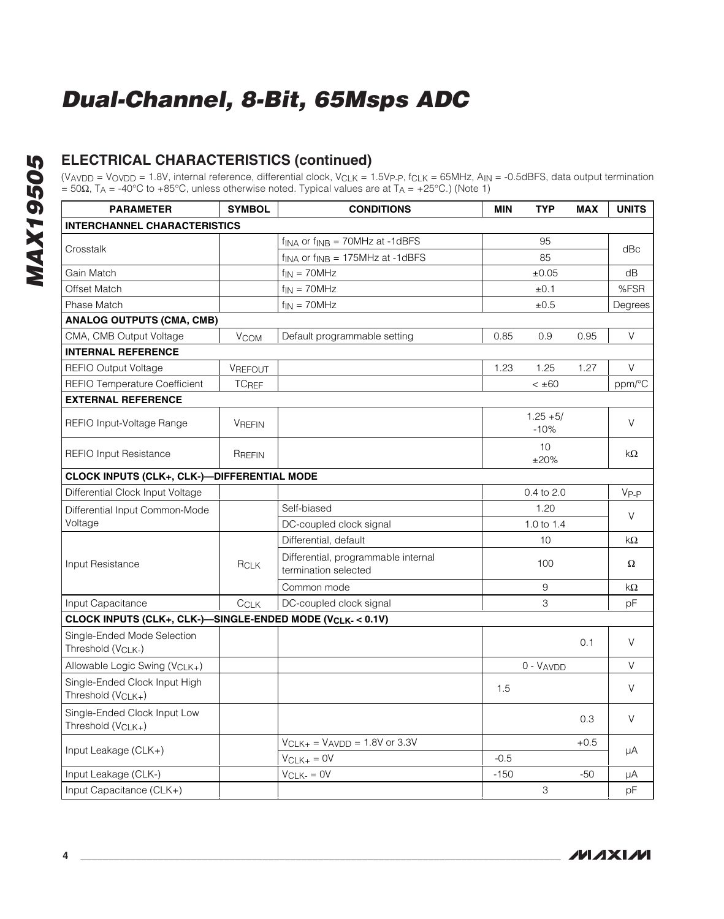## ELECTRICAL CHARACTERISTICS (continued)

($V_{AVDD}$ = $V_{OVDD}$ = 1.8V, internal reference, differential clock, $V_{CLK}$ = 1.5$V_{P-P}$, $f_{CLK}$ = 65MHz, $A_{IN}$ = -0.5dBFS, data output termination = 50Ω, $T_A$ = -40°C to +85°C, unless otherwise noted. Typical values are at $T_A$ = +25°C.) (Note 1)

| PARAMETER | SYMBOL | CONDITIONS | MIN | TYP | MAX | UNITS |
|---|---|---|---|---|---|---|
| **INTERCHANNEL CHARACTERISTICS** | | | | | | |
| Crosstalk | | $f_{INA}$ or $f_{INB}$ = 70MHz at -1dBFS | | 95 | | dBc |
| | | $f_{INA}$ or $f_{INB}$ = 175MHz at -1dBFS | | 85 | | |
| Gain Match | | $f_{IN}$ = 70MHz | | ±0.05 | | dB |
| Offset Match | | $f_{IN}$ = 70MHz | | ±0.1 | | %FSR |
| Phase Match | | $f_{IN}$ = 70MHz | | ±0.5 | | Degrees |
| **ANALOG OUTPUTS (CMA, CMB)** | | | | | | |
| CMA, CMB Output Voltage | $V_{COM}$ | Default programmable setting | 0.85 | 0.9 | 0.95 | V |
| **INTERNAL REFERENCE** | | | | | | |
| REFIO Output Voltage | $V_{REFOUT}$ | | 1.23 | 1.25 | 1.27 | V |
| REFIO Temperature Coefficient | $TC_{REF}$ | | | < ±60 | | ppm/°C |
| **EXTERNAL REFERENCE** | | | | | | |
| REFIO Input-Voltage Range | $V_{REFIN}$ | | | 1.25 +5/ -10% | | V |
| REFIO Input Resistance | $R_{REFIN}$ | | | 10 ±20% | | kΩ |
| **CLOCK INPUTS (CLK+, CLK-)—DIFFERENTIAL MODE** | | | | | | |
| Differential Clock Input Voltage | | | | 0.4 to 2.0 | | $V_{P-P}$ |
| Differential Input Common-Mode Voltage | | Self-biased | | 1.20 | | V |
| | | DC-coupled clock signal | | 1.0 to 1.4 | | |
| Input Resistance | $R_{CLK}$ | Differential, default | | 10 | | kΩ |
| | | Differential, programmable internal termination selected | | 100 | | Ω |
| | | Common mode | | 9 | | kΩ |
| Input Capacitance | $C_{CLK}$ | DC-coupled clock signal | | 3 | | pF |
| **CLOCK INPUTS (CLK+, CLK-)—SINGLE-ENDED MODE ($V_{CLK-}$ < 0.1V)** | | | | | | |
| Single-Ended Mode Selection Threshold ($V_{CLK-}$) | | | | | 0.1 | V |
| Allowable Logic Swing ($V_{CLK+}$) | | | | 0 - $V_{AVDD}$ | | V |
| Single-Ended Clock Input High Threshold ($V_{CLK+}$) | | | 1.5 | | | V |
| Single-Ended Clock Input Low Threshold ($V_{CLK+}$) | | | | | 0.3 | V |
| Input Leakage (CLK+) | | $V_{CLK+}$ = $V_{AVDD}$ = 1.8V or 3.3V | | | +0.5 | µA |
| | | $V_{CLK+}$ = 0V | -0.5 | | | |
| Input Leakage (CLK-) | | $V_{CLK-}$ = 0V | -150 | | -50 | µA |
| Input Capacitance (CLK+) | | | | 3 | | pF |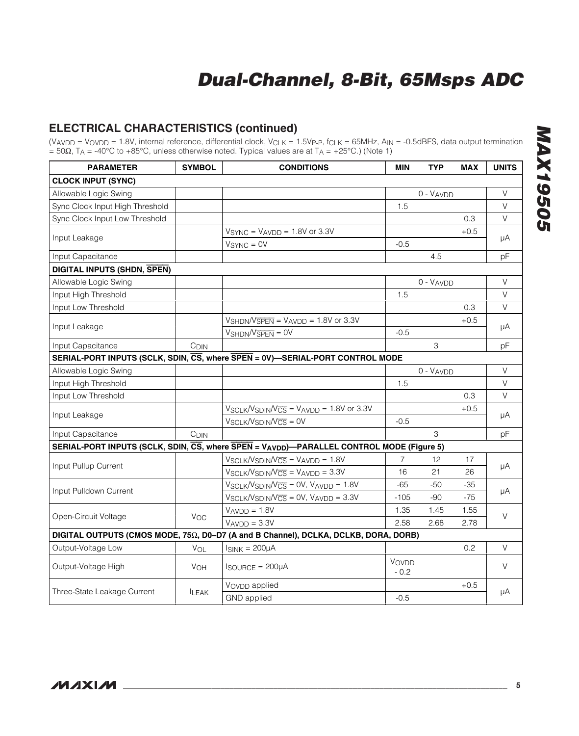## ELECTRICAL CHARACTERISTICS (continued)

($V_{AVDD}$ = $V_{OVDD}$ = 1.8V, internal reference, differential clock, $V_{CLK}$ = 1.5$V_{P-P}$, $f_{CLK}$ = 65MHz, $A_{IN}$ = -0.5dBFS, data output termination = 50Ω, $T_A$ = -40°C to +85°C, unless otherwise noted. Typical values are at $T_A$ = +25°C.) (Note 1)

| PARAMETER | SYMBOL | CONDITIONS | MIN | TYP | MAX | UNITS |
|---|---|---|---|---|---|---|
| **CLOCK INPUT (SYNC)** | | | | | | |
| Allowable Logic Swing | | | | 0 - $V_{AVDD}$ | | V |
| Sync Clock Input High Threshold | | | 1.5 | | | V |
| Sync Clock Input Low Threshold | | | | | 0.3 | V |
| Input Leakage | | $V_{SYNC}$ = $V_{AVDD}$ = 1.8V or 3.3V | | | +0.5 | µA |
| | | $V_{SYNC}$ = 0V | -0.5 | | | |
| Input Capacitance | | | | 4.5 | | pF |
| **DIGITAL INPUTS (SHDN, $\overline{SPEN}$)** | | | | | | |
| Allowable Logic Swing | | | | 0 - $V_{AVDD}$ | | V |
| Input High Threshold | | | 1.5 | | | V |
| Input Low Threshold | | | | | 0.3 | V |
| Input Leakage | | $V_{SHDN}/V_{\overline{SPEN}}$ = $V_{AVDD}$ = 1.8V or 3.3V | | | +0.5 | µA |
| | | $V_{SHDN}/V_{\overline{SPEN}}$ = 0V | -0.5 | | | |
| Input Capacitance | $C_{DIN}$ | | | 3 | | pF |
| **SERIAL-PORT INPUTS (SCLK, SDIN, $\overline{CS}$, where $\overline{SPEN}$ = 0V)—SERIAL-PORT CONTROL MODE** | | | | | | |
| Allowable Logic Swing | | | | 0 - $V_{AVDD}$ | | V |
| Input High Threshold | | | 1.5 | | | V |
| Input Low Threshold | | | | | 0.3 | V |
| Input Leakage | | $V_{SCLK}/V_{SDIN}/V_{\overline{CS}}$ = $V_{AVDD}$ = 1.8V or 3.3V | | | +0.5 | µA |
| | | $V_{SCLK}/V_{SDIN}/V_{\overline{CS}}$ = 0V | -0.5 | | | |
| Input Capacitance | $C_{DIN}$ | | | 3 | | pF |
| **SERIAL-PORT INPUTS (SCLK, SDIN, $\overline{CS}$, where $\overline{SPEN}$ = $V_{AVDD}$)—PARALLEL CONTROL MODE (Figure 5)** | | | | | | |
| Input Pullup Current | | $V_{SCLK}/V_{SDIN}/V_{\overline{CS}}$ = $V_{AVDD}$ = 1.8V | 7 | 12 | 17 | µA |
| | | $V_{SCLK}/V_{SDIN}/V_{\overline{CS}}$ = $V_{AVDD}$ = 3.3V | 16 | 21 | 26 | |
| Input Pulldown Current | | $V_{SCLK}/V_{SDIN}/V_{\overline{CS}}$ = 0V, $V_{AVDD}$ = 1.8V | -65 | -50 | -35 | µA |
| | | $V_{SCLK}/V_{SDIN}/V_{\overline{CS}}$ = 0V, $V_{AVDD}$ = 3.3V | -105 | -90 | -75 | |
| Open-Circuit Voltage | $V_{OC}$ | $V_{AVDD}$ = 1.8V | 1.35 | 1.45 | 1.55 | V |
| | | $V_{AVDD}$ = 3.3V | 2.58 | 2.68 | 2.78 | |
| **DIGITAL OUTPUTS (CMOS MODE, 75Ω, D0–D7 (A and B Channel), DCLKA, DCLKB, DORA, DORB)** | | | | | | |
| Output-Voltage Low | $V_{OL}$ | $I_{SINK}$ = 200µA | | | 0.2 | V |
| Output-Voltage High | $V_{OH}$ | $I_{SOURCE}$ = 200µA | $V_{OVDD}$ - 0.2 | | | V |
| Three-State Leakage Current | $I_{LEAK}$ | $V_{OVDD}$ applied | | | +0.5 | µA |
| | | GND applied | -0.5 | | | |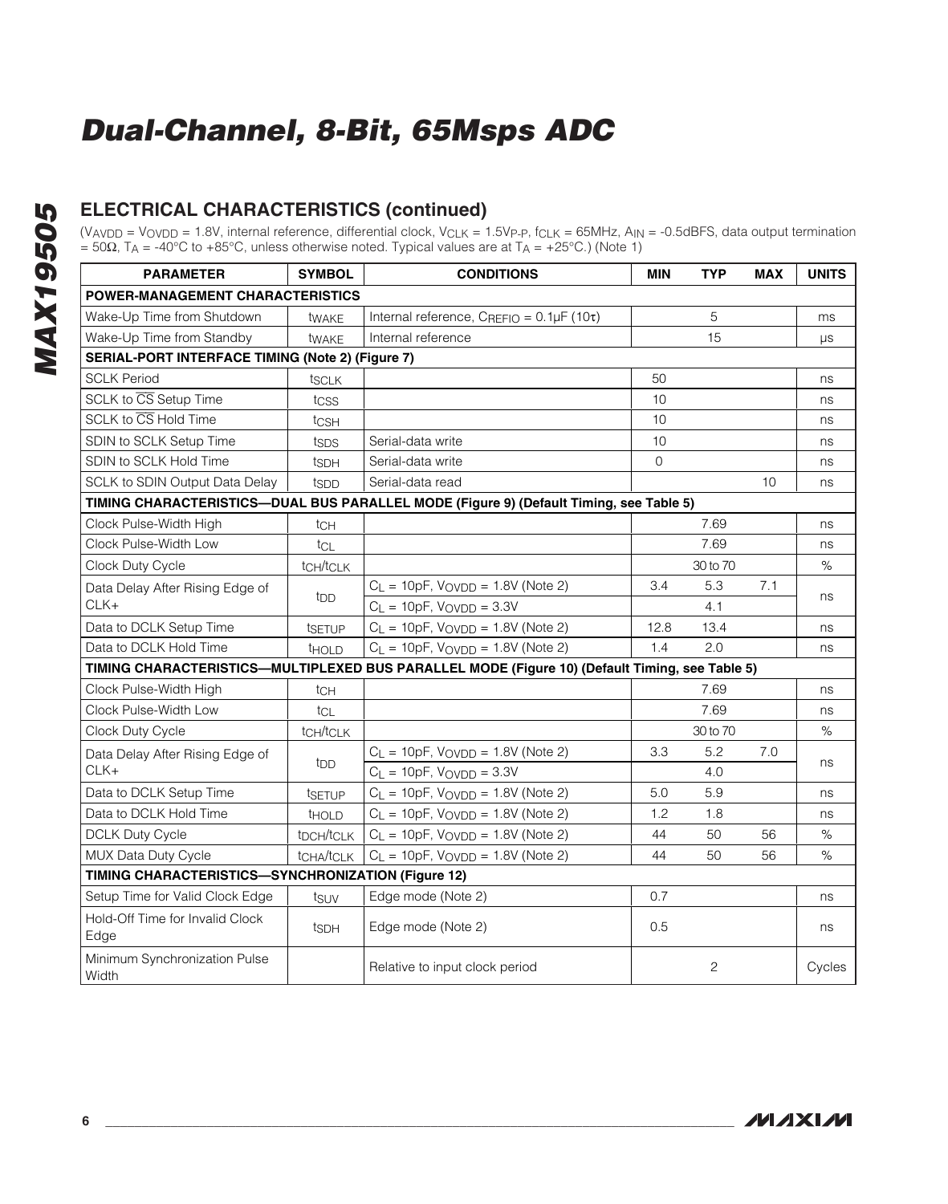## ELECTRICAL CHARACTERISTICS (continued)

($V_{AVDD}$ = $V_{OVDD}$ = 1.8V, internal reference, differential clock, $V_{CLK}$ = 1.5$V_{P-P}$, $f_{CLK}$ = 65MHz, $A_{IN}$ = -0.5dBFS, data output termination = 50Ω, $T_A$ = -40°C to +85°C, unless otherwise noted. Typical values are at $T_A$ = +25°C.) (Note 1)

| PARAMETER | SYMBOL | CONDITIONS | MIN | TYP | MAX | UNITS |
|---|---|---|---|---|---|---|
| **POWER-MANAGEMENT CHARACTERISTICS** | | | | | | |
| Wake-Up Time from Shutdown | $t_{WAKE}$ | Internal reference, $C_{REFIO}$ = 0.1µF (10τ) | | 5 | | ms |
| Wake-Up Time from Standby | $t_{WAKE}$ | Internal reference | | 15 | | µs |
| **SERIAL-PORT INTERFACE TIMING (Note 2) (Figure 7)** | | | | | | |
| SCLK Period | $t_{SCLK}$ | | 50 | | | ns |
| SCLK to $\overline{CS}$ Setup Time | $t_{CSS}$ | | 10 | | | ns |
| SCLK to $\overline{CS}$ Hold Time | $t_{CSH}$ | | 10 | | | ns |
| SDIN to SCLK Setup Time | $t_{SDS}$ | Serial-data write | 10 | | | ns |
| SDIN to SCLK Hold Time | $t_{SDH}$ | Serial-data write | 0 | | | ns |
| SCLK to SDIN Output Data Delay | $t_{SDD}$ | Serial-data read | | | 10 | ns |
| **TIMING CHARACTERISTICS—DUAL BUS PARALLEL MODE (Figure 9) (Default Timing, see Table 5)** | | | | | | |
| Clock Pulse-Width High | $t_{CH}$ | | | 7.69 | | ns |
| Clock Pulse-Width Low | $t_{CL}$ | | | 7.69 | | ns |
| Clock Duty Cycle | $t_{CH}/t_{CLK}$ | | | 30 to 70 | | % |
| Data Delay After Rising Edge of CLK+ | $t_{DD}$ | $C_L$ = 10pF, $V_{OVDD}$ = 1.8V (Note 2) | 3.4 | 5.3 | 7.1 | ns |
| | | $C_L$ = 10pF, $V_{OVDD}$ = 3.3V | | 4.1 | | |
| Data to DCLK Setup Time | $t_{SETUP}$ | $C_L$ = 10pF, $V_{OVDD}$ = 1.8V (Note 2) | 12.8 | 13.4 | | ns |
| Data to DCLK Hold Time | $t_{HOLD}$ | $C_L$ = 10pF, $V_{OVDD}$ = 1.8V (Note 2) | 1.4 | 2.0 | | ns |
| **TIMING CHARACTERISTICS—MULTIPLEXED BUS PARALLEL MODE (Figure 10) (Default Timing, see Table 5)** | | | | | | |
| Clock Pulse-Width High | $t_{CH}$ | | | 7.69 | | ns |
| Clock Pulse-Width Low | $t_{CL}$ | | | 7.69 | | ns |
| Clock Duty Cycle | $t_{CH}/t_{CLK}$ | | | 30 to 70 | | % |
| Data Delay After Rising Edge of CLK+ | $t_{DD}$ | $C_L$ = 10pF, $V_{OVDD}$ = 1.8V (Note 2) | 3.3 | 5.2 | 7.0 | ns |
| | | $C_L$ = 10pF, $V_{OVDD}$ = 3.3V | | 4.0 | | |
| Data to DCLK Setup Time | $t_{SETUP}$ | $C_L$ = 10pF, $V_{OVDD}$ = 1.8V (Note 2) | 5.0 | 5.9 | | ns |
| Data to DCLK Hold Time | $t_{HOLD}$ | $C_L$ = 10pF, $V_{OVDD}$ = 1.8V (Note 2) | 1.2 | 1.8 | | ns |
| DCLK Duty Cycle | $t_{DCH}/t_{CLK}$ | $C_L$ = 10pF, $V_{OVDD}$ = 1.8V (Note 2) | 44 | 50 | 56 | % |
| MUX Data Duty Cycle | $t_{CHA}/t_{CLK}$ | $C_L$ = 10pF, $V_{OVDD}$ = 1.8V (Note 2) | 44 | 50 | 56 | % |
| **TIMING CHARACTERISTICS—SYNCHRONIZATION (Figure 12)** | | | | | | |
| Setup Time for Valid Clock Edge | $t_{SUV}$ | Edge mode (Note 2) | 0.7 | | | ns |
| Hold-Off Time for Invalid Clock Edge | $t_{SDH}$ | Edge mode (Note 2) | 0.5 | | | ns |
| Minimum Synchronization Pulse Width | | Relative to input clock period | | 2 | | Cycles |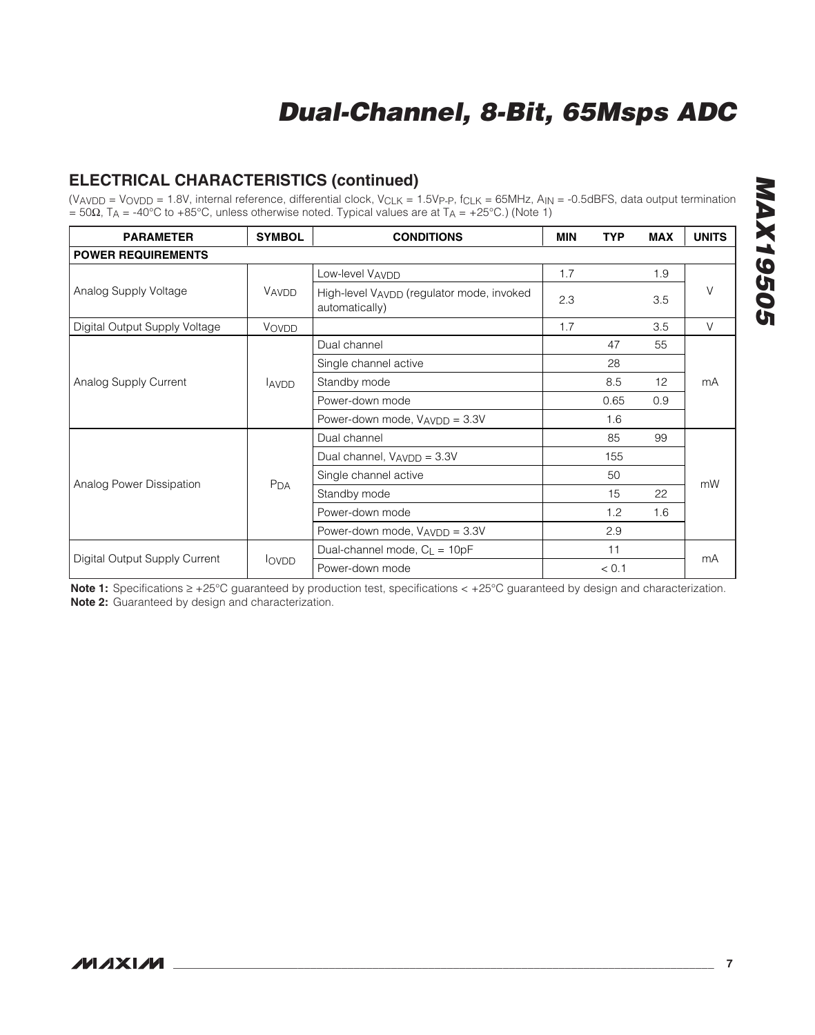## ELECTRICAL CHARACTERISTICS (continued)

($V_{AVDD}$ = $V_{OVDD}$ = 1.8V, internal reference, differential clock, $V_{CLK}$ = 1.5$V_{P-P}$, $f_{CLK}$ = 65MHz, $A_{IN}$ = -0.5dBFS, data output termination = 50Ω, $T_A$ = -40°C to +85°C, unless otherwise noted. Typical values are at $T_A$ = +25°C.) (Note 1)

| PARAMETER | SYMBOL | CONDITIONS | MIN | TYP | MAX | UNITS |
|---|---|---|---|---|---|---|
| **POWER REQUIREMENTS** | | | | | | |
| Analog Supply Voltage | $V_{AVDD}$ | Low-level $V_{AVDD}$ | 1.7 | | 1.9 | V |
| | | High-level $V_{AVDD}$ (regulator mode, invoked automatically) | 2.3 | | 3.5 | |
| Digital Output Supply Voltage | $V_{OVDD}$ | | 1.7 | | 3.5 | V |
| Analog Supply Current | $I_{AVDD}$ | Dual channel | | 47 | 55 | mA |
| | | Single channel active | | 28 | | |
| | | Standby mode | | 8.5 | 12 | |
| | | Power-down mode | | 0.65 | 0.9 | |
| | | Power-down mode, $V_{AVDD}$ = 3.3V | | 1.6 | | |
| Analog Power Dissipation | $P_{DA}$ | Dual channel | | 85 | 99 | mW |
| | | Dual channel, $V_{AVDD}$ = 3.3V | | 155 | | |
| | | Single channel active | | 50 | | |
| | | Standby mode | | 15 | 22 | |
| | | Power-down mode | | 1.2 | 1.6 | |
| | | Power-down mode, $V_{AVDD}$ = 3.3V | | 2.9 | | |
| Digital Output Supply Current | $I_{OVDD}$ | Dual-channel mode, $C_L$ = 10pF | | 11 | | mA |
| | | Power-down mode | | < 0.1 | | |

**Note 1:** Specifications ≥ +25°C guaranteed by production test, specifications < +25°C guaranteed by design and characterization.

**Note 2:** Guaranteed by design and characterization.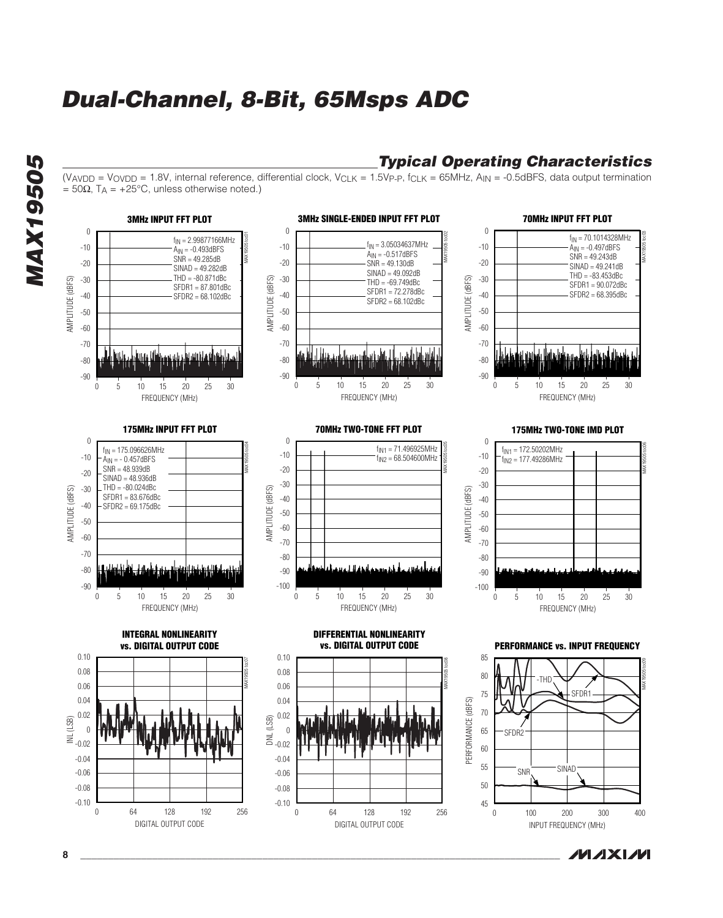# Dual-Channel, 8-Bit, 65Msps ADC

## Typical Operating Characteristics

($V_{AVDD}$ = $V_{OVDD}$ = 1.8V, internal reference, differential clock, $V_{CLK}$ = 1.5$V_{P-P}$, $f_{CLK}$ = 65MHz, $A_{IN}$ = -0.5dBFS, data output termination = 50Ω, $T_A$ = +25°C, unless otherwise noted.)

**3MHz INPUT FFT PLOT**

$f_{IN}$ = 2.99877166MHz
$A_{IN}$ = -0.493dBFS
SNR = 49.285dB
SINAD = 49.282dB
THD = -80.871dBc
SFDR1 = 87.801dBc
SFDR2 = 68.102dBc

**3MHz SINGLE-ENDED INPUT FFT PLOT**

$f_{IN}$ = 3.05034637MHz
$A_{IN}$ = -0.517dBFS
SNR = 49.130dB
SINAD = 49.092dB
THD = -69.749dBc
SFDR1 = 72.278dBc
SFDR2 = 68.102dBc

**70MHz INPUT FFT PLOT**

$f_{IN}$ = 70.1014328MHz
$A_{IN}$ = -0.497dBFS
SNR = 49.243dB
SINAD = 49.241dB
THD = -83.453dBc
SFDR1 = 90.072dBc
SFDR2 = 68.395dBc

**175MHz INPUT FFT PLOT**

$f_{IN}$ = 175.096626MHz
$A_{IN}$ = - 0.457dBFS
SNR = 48.939dB
SINAD = 48.936dB
THD = -80.024dBc
SFDR1 = 83.676dBc
SFDR2 = 69.175dBc

**70MHz TWO-TONE FFT PLOT**

$f_{IN1}$ = 71.496925MHz
$f_{IN2}$ = 68.504600MHz

**175MHz TWO-TONE IMD PLOT**

$f_{IN1}$ = 172.50202MHz
$f_{IN2}$ = 177.49286MHz

**INTEGRAL NONLINEARITY vs. DIGITAL OUTPUT CODE**

**DIFFERENTIAL NONLINEARITY vs. DIGITAL OUTPUT CODE**

**PERFORMANCE vs. INPUT FREQUENCY**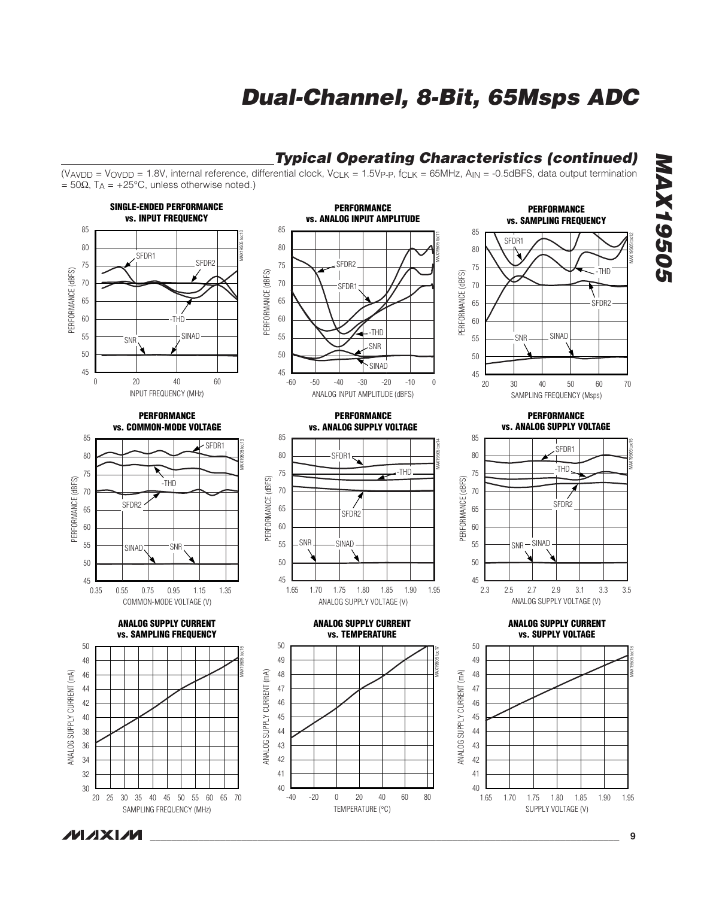## Typical Operating Characteristics (continued)

($V_{AVDD}$ = $V_{OVDD}$ = 1.8V, internal reference, differential clock, $V_{CLK}$ = 1.5$V_{P-P}$, $f_{CLK}$ = 65MHz, $A_{IN}$ = -0.5dBFS, data output termination = 50Ω, $T_A$ = +25°C, unless otherwise noted.)

**SINGLE-ENDED PERFORMANCE vs. INPUT FREQUENCY**

**PERFORMANCE vs. ANALOG INPUT AMPLITUDE**

**PERFORMANCE vs. SAMPLING FREQUENCY**

**PERFORMANCE vs. COMMON-MODE VOLTAGE**

**PERFORMANCE vs. ANALOG SUPPLY VOLTAGE**

**PERFORMANCE vs. ANALOG SUPPLY VOLTAGE**

**ANALOG SUPPLY CURRENT vs. SAMPLING FREQUENCY**

**ANALOG SUPPLY CURRENT vs. TEMPERATURE**

**ANALOG SUPPLY CURRENT vs. SUPPLY VOLTAGE**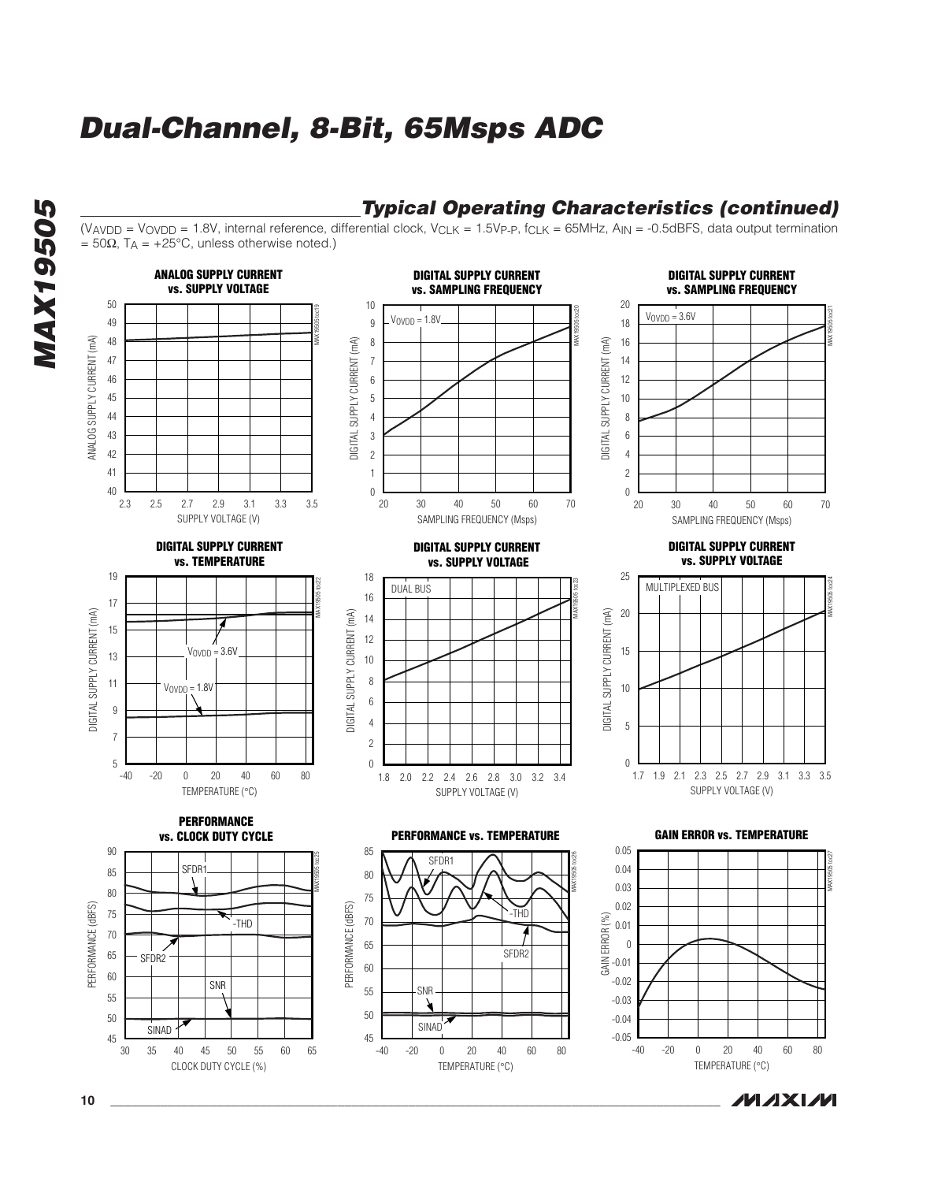## Typical Operating Characteristics (continued)

($V_{AVDD}$ = $V_{OVDD}$ = 1.8V, internal reference, differential clock, $V_{CLK}$ = 1.5$V_{P-P}$, $f_{CLK}$ = 65MHz, $A_{IN}$ = -0.5dBFS, data output termination = 50Ω, $T_A$ = +25°C, unless otherwise noted.)

**ANALOG SUPPLY CURRENT vs. SUPPLY VOLTAGE**

**DIGITAL SUPPLY CURRENT vs. SAMPLING FREQUENCY** ($V_{OVDD}$ = 1.8V)

**DIGITAL SUPPLY CURRENT vs. SAMPLING FREQUENCY** ($V_{OVDD}$ = 3.6V)

**DIGITAL SUPPLY CURRENT vs. TEMPERATURE**

**DIGITAL SUPPLY CURRENT vs. SUPPLY VOLTAGE** (DUAL BUS)

**DIGITAL SUPPLY CURRENT vs. SUPPLY VOLTAGE** (MULTIPLEXED BUS)

**PERFORMANCE vs. CLOCK DUTY CYCLE**

**PERFORMANCE vs. TEMPERATURE**

**GAIN ERROR vs. TEMPERATURE**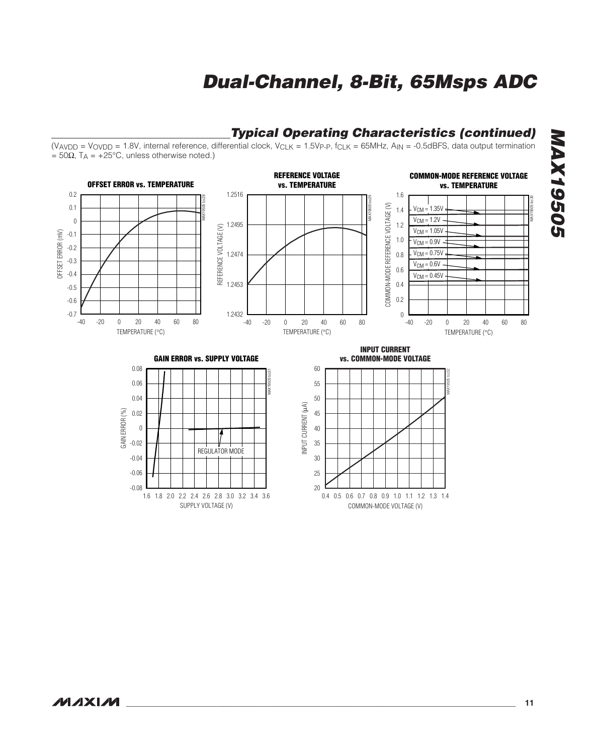## Typical Operating Characteristics (continued)

($V_{AVDD}$ = $V_{OVDD}$ = 1.8V, internal reference, differential clock, $V_{CLK}$ = 1.5$V_{P-P}$, $f_{CLK}$ = 65MHz, $A_{IN}$ = -0.5dBFS, data output termination = 50Ω, $T_A$ = +25°C, unless otherwise noted.)

**OFFSET ERROR vs. TEMPERATURE**

**REFERENCE VOLTAGE vs. TEMPERATURE**

**COMMON-MODE REFERENCE VOLTAGE vs. TEMPERATURE**

**GAIN ERROR vs. SUPPLY VOLTAGE**

**INPUT CURRENT vs. COMMON-MODE VOLTAGE**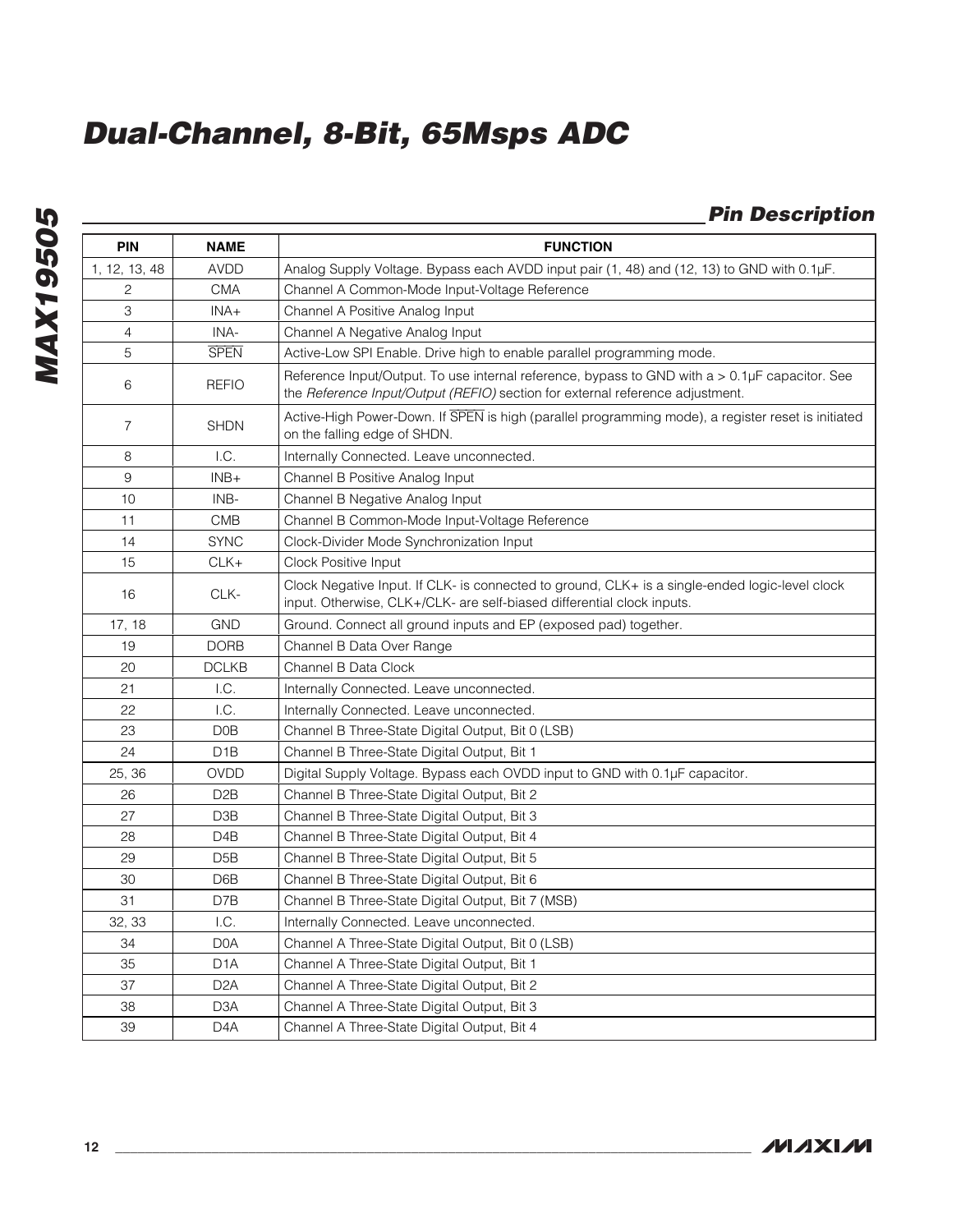## Pin Description

| PIN | NAME | FUNCTION |
|---|---|---|
| 1, 12, 13, 48 | AVDD | Analog Supply Voltage. Bypass each AVDD input pair (1, 48) and (12, 13) to GND with 0.1µF. |
| 2 | CMA | Channel A Common-Mode Input-Voltage Reference |
| 3 | INA+ | Channel A Positive Analog Input |
| 4 | INA- | Channel A Negative Analog Input |
| 5 | $\overline{\text{SPEN}}$ | Active-Low SPI Enable. Drive high to enable parallel programming mode. |
| 6 | REFIO | Reference Input/Output. To use internal reference, bypass to GND with a > 0.1µF capacitor. See the *Reference Input/Output (REFIO)* section for external reference adjustment. |
| 7 | SHDN | Active-High Power-Down. If $\overline{\text{SPEN}}$ is high (parallel programming mode), a register reset is initiated on the falling edge of SHDN. |
| 8 | I.C. | Internally Connected. Leave unconnected. |
| 9 | INB+ | Channel B Positive Analog Input |
| 10 | INB- | Channel B Negative Analog Input |
| 11 | CMB | Channel B Common-Mode Input-Voltage Reference |
| 14 | SYNC | Clock-Divider Mode Synchronization Input |
| 15 | CLK+ | Clock Positive Input |
| 16 | CLK- | Clock Negative Input. If CLK- is connected to ground, CLK+ is a single-ended logic-level clock input. Otherwise, CLK+/CLK- are self-biased differential clock inputs. |
| 17, 18 | GND | Ground. Connect all ground inputs and EP (exposed pad) together. |
| 19 | DORB | Channel B Data Over Range |
| 20 | DCLKB | Channel B Data Clock |
| 21 | I.C. | Internally Connected. Leave unconnected. |
| 22 | I.C. | Internally Connected. Leave unconnected. |
| 23 | D0B | Channel B Three-State Digital Output, Bit 0 (LSB) |
| 24 | D1B | Channel B Three-State Digital Output, Bit 1 |
| 25, 36 | OVDD | Digital Supply Voltage. Bypass each OVDD input to GND with 0.1µF capacitor. |
| 26 | D2B | Channel B Three-State Digital Output, Bit 2 |
| 27 | D3B | Channel B Three-State Digital Output, Bit 3 |
| 28 | D4B | Channel B Three-State Digital Output, Bit 4 |
| 29 | D5B | Channel B Three-State Digital Output, Bit 5 |
| 30 | D6B | Channel B Three-State Digital Output, Bit 6 |
| 31 | D7B | Channel B Three-State Digital Output, Bit 7 (MSB) |
| 32, 33 | I.C. | Internally Connected. Leave unconnected. |
| 34 | D0A | Channel A Three-State Digital Output, Bit 0 (LSB) |
| 35 | D1A | Channel A Three-State Digital Output, Bit 1 |
| 37 | D2A | Channel A Three-State Digital Output, Bit 2 |
| 38 | D3A | Channel A Three-State Digital Output, Bit 3 |
| 39 | D4A | Channel A Three-State Digital Output, Bit 4 |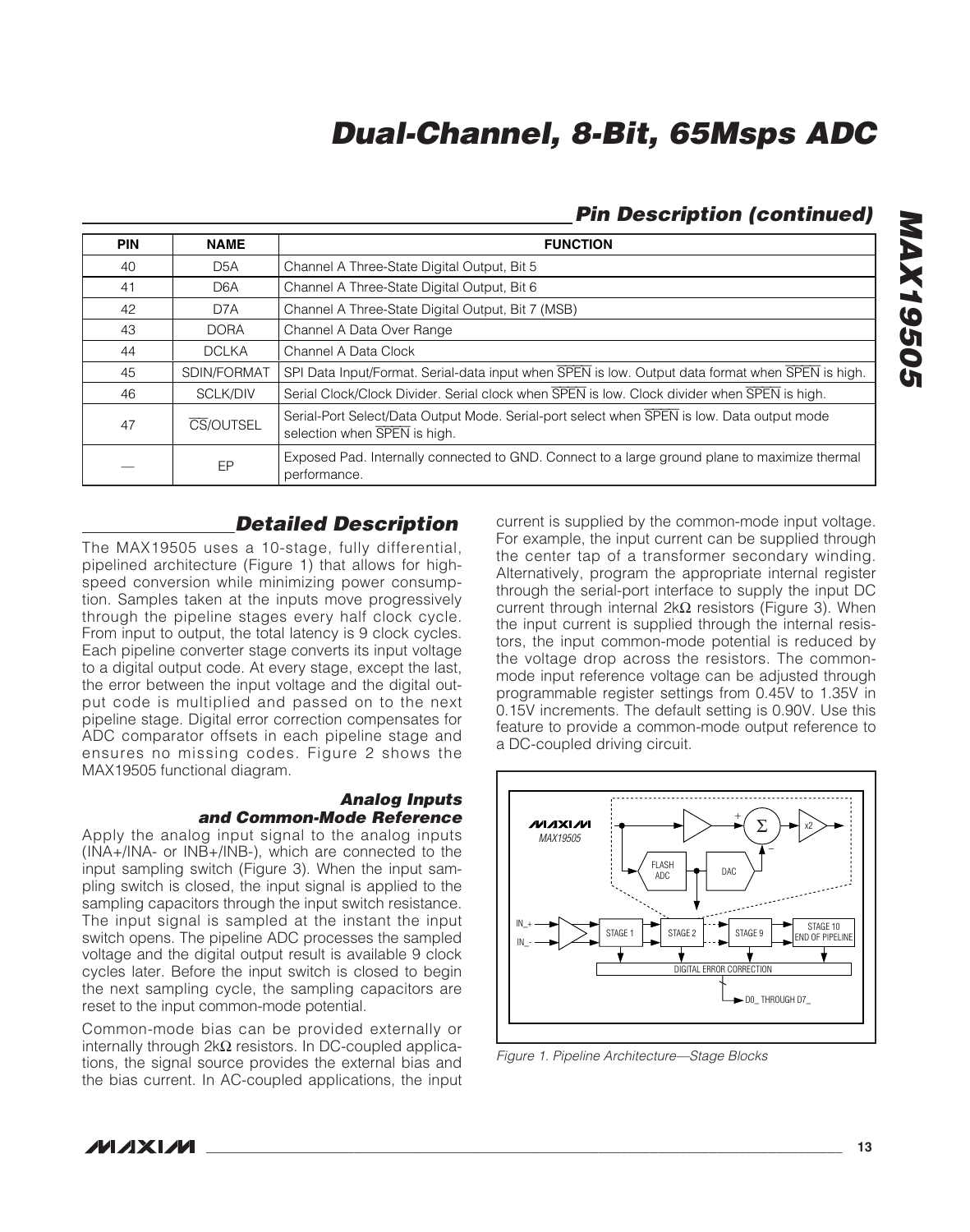## Pin Description (continued)

| PIN | NAME | FUNCTION |
|---|---|---|
| 40 | D5A | Channel A Three-State Digital Output, Bit 5 |
| 41 | D6A | Channel A Three-State Digital Output, Bit 6 |
| 42 | D7A | Channel A Three-State Digital Output, Bit 7 (MSB) |
| 43 | DORA | Channel A Data Over Range |
| 44 | DCLKA | Channel A Data Clock |
| 45 | SDIN/FORMAT | SPI Data Input/Format. Serial-data input when $\overline{SPEN}$ is low. Output data format when $\overline{SPEN}$ is high. |
| 46 | SCLK/DIV | Serial Clock/Clock Divider. Serial clock when $\overline{SPEN}$ is low. Clock divider when $\overline{SPEN}$ is high. |
| 47 | $\overline{CS}$/OUTSEL | Serial-Port Select/Data Output Mode. Serial-port select when $\overline{SPEN}$ is low. Data output mode selection when $\overline{SPEN}$ is high. |
| — | EP | Exposed Pad. Internally connected to GND. Connect to a large ground plane to maximize thermal performance. |

## Detailed Description

The MAX19505 uses a 10-stage, fully differential, pipelined architecture (Figure 1) that allows for high-speed conversion while minimizing power consumption. Samples taken at the inputs move progressively through the pipeline stages every half clock cycle. From input to output, the total latency is 9 clock cycles. Each pipeline converter stage converts its input voltage to a digital output code. At every stage, except the last, the error between the input voltage and the digital output code is multiplied and passed on to the next pipeline stage. Digital error correction compensates for ADC comparator offsets in each pipeline stage and ensures no missing codes. Figure 2 shows the MAX19505 functional diagram.

### Analog Inputs and Common-Mode Reference

Apply the analog input signal to the analog inputs (INA+/INA- or INB+/INB-), which are connected to the input sampling switch (Figure 3). When the input sampling switch is closed, the input signal is applied to the sampling capacitors through the input switch resistance. The input signal is sampled at the instant the input switch opens. The pipeline ADC processes the sampled voltage and the digital output result is available 9 clock cycles later. Before the input switch is closed to begin the next sampling cycle, the sampling capacitors are reset to the input common-mode potential.

Common-mode bias can be provided externally or internally through 2kΩ resistors. In DC-coupled applications, the signal source provides the external bias and the bias current. In AC-coupled applications, the input current is supplied by the common-mode input voltage. For example, the input current can be supplied through the center tap of a transformer secondary winding. Alternatively, program the appropriate internal register through the serial-port interface to supply the input DC current through internal 2kΩ resistors (Figure 3). When the input current is supplied through the internal resistors, the input common-mode potential is reduced by the voltage drop across the resistors. The common-mode input reference voltage can be adjusted through programmable register settings from 0.45V to 1.35V in 0.15V increments. The default setting is 0.90V. Use this feature to provide a common-mode output reference to a DC-coupled driving circuit.

Figure 1. Pipeline Architecture—Stage Blocks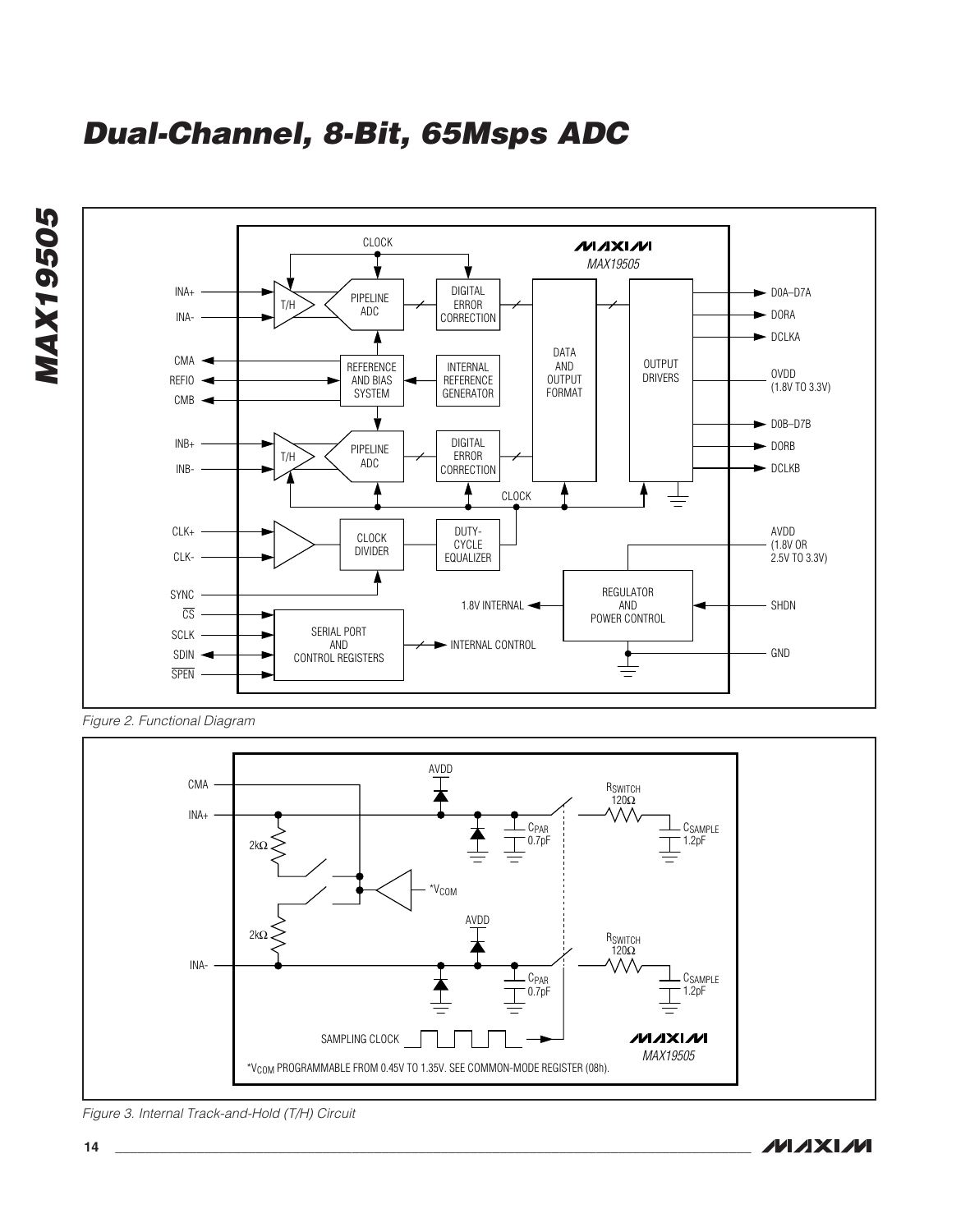Figure 2. Functional Diagram

Figure 3. Internal Track-and-Hold (T/H) Circuit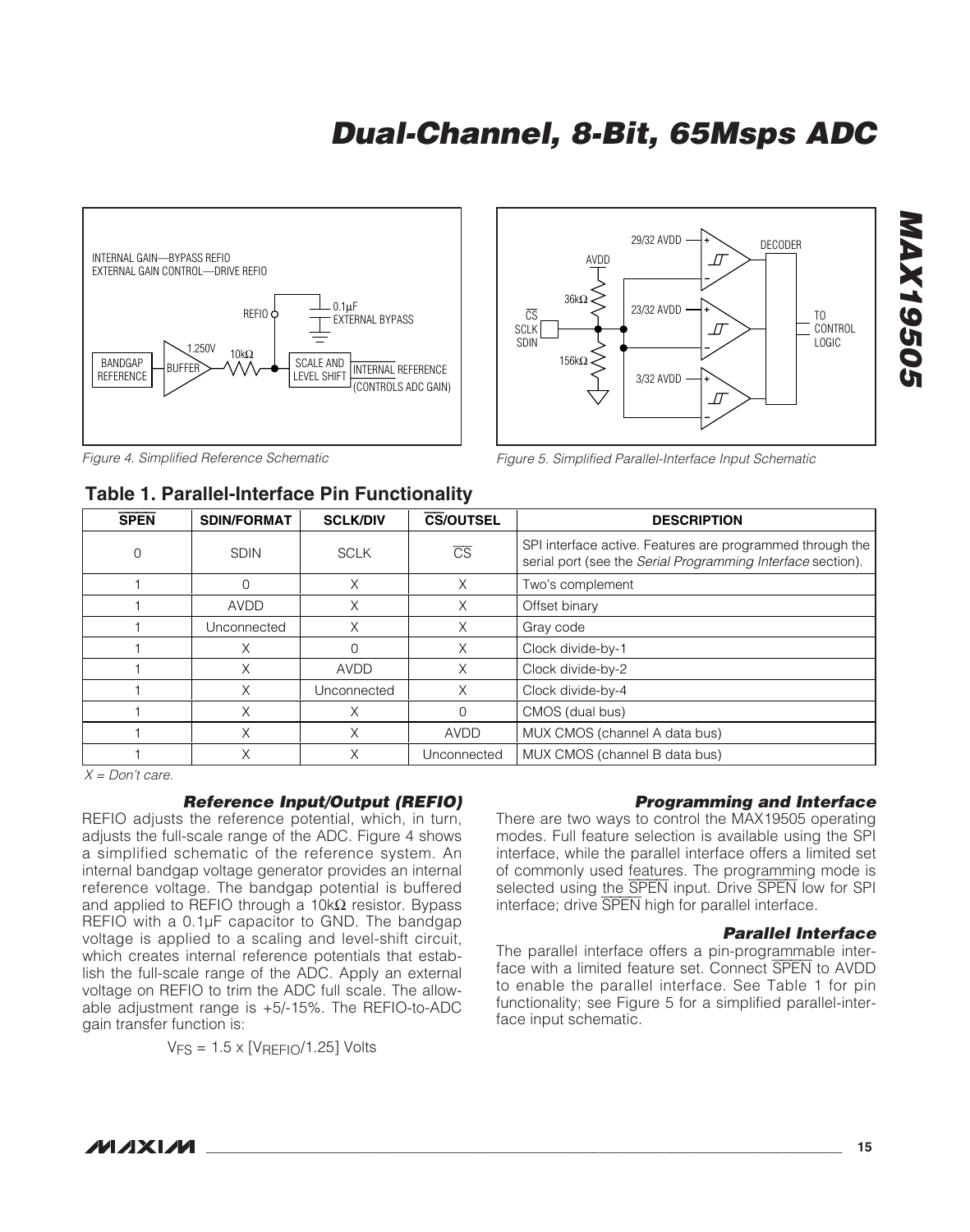Figure 4. Simplified Reference Schematic

Figure 5. Simplified Parallel-Interface Input Schematic

## Table 1. Parallel-Interface Pin Functionality

| $\overline{SPEN}$ | SDIN/FORMAT | SCLK/DIV | $\overline{CS}$/OUTSEL | DESCRIPTION |
|---|---|---|---|---|
| 0 | SDIN | SCLK | $\overline{CS}$ | SPI interface active. Features are programmed through the serial port (see the *Serial Programming Interface* section). |
| 1 | 0 | X | X | Two's complement |
| 1 | AVDD | X | X | Offset binary |
| 1 | Unconnected | X | X | Gray code |
| 1 | X | 0 | X | Clock divide-by-1 |
| 1 | X | AVDD | X | Clock divide-by-2 |
| 1 | X | Unconnected | X | Clock divide-by-4 |
| 1 | X | X | 0 | CMOS (dual bus) |
| 1 | X | X | AVDD | MUX CMOS (channel A data bus) |
| 1 | X | X | Unconnected | MUX CMOS (channel B data bus) |

*X = Don't care.*

### Reference Input/Output (REFIO)

REFIO adjusts the reference potential, which, in turn, adjusts the full-scale range of the ADC. Figure 4 shows a simplified schematic of the reference system. An internal bandgap voltage generator provides an internal reference voltage. The bandgap potential is buffered and applied to REFIO through a 10kΩ resistor. Bypass REFIO with a 0.1µF capacitor to GND. The bandgap voltage is applied to a scaling and level-shift circuit, which creates internal reference potentials that establish the full-scale range of the ADC. Apply an external voltage on REFIO to trim the ADC full scale. The allowable adjustment range is +5/-15%. The REFIO-to-ADC gain transfer function is:

$$V_{FS} = 1.5 \times [V_{REFIO}/1.25] \text{ Volts}$$

### Programming and Interface

There are two ways to control the MAX19505 operating modes. Full feature selection is available using the SPI interface, while the parallel interface offers a limited set of commonly used features. The programming mode is selected using the $\overline{SPEN}$ input. Drive $\overline{SPEN}$ low for SPI interface; drive $\overline{SPEN}$ high for parallel interface.

### Parallel Interface

The parallel interface offers a pin-programmable interface with a limited feature set. Connect $\overline{SPEN}$ to AVDD to enable the parallel interface. See Table 1 for pin functionality; see Figure 5 for a simplified parallel-interface input schematic.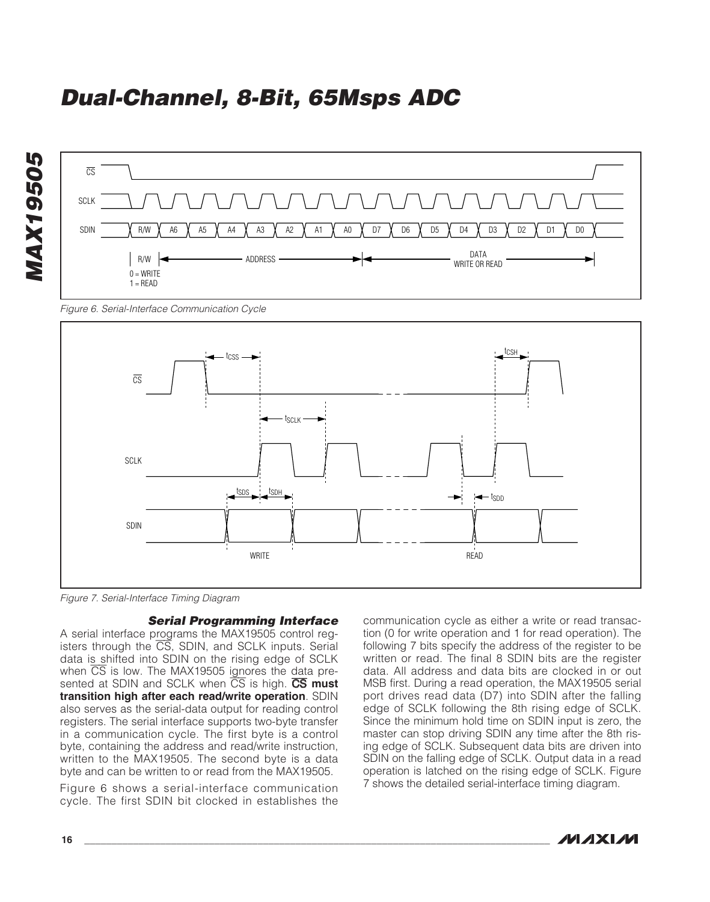Figure 6. Serial-Interface Communication Cycle

Figure 7. Serial-Interface Timing Diagram

### Serial Programming Interface

A serial interface programs the MAX19505 control registers through the $\overline{CS}$, SDIN, and SCLK inputs. Serial data is shifted into SDIN on the rising edge of SCLK when $\overline{CS}$ is low. The MAX19505 ignores the data presented at SDIN and SCLK when $\overline{CS}$ is high. **$\overline{CS}$ must transition high after each read/write operation**. SDIN also serves as the serial-data output for reading control registers. The serial interface supports two-byte transfer in a communication cycle. The first byte is a control byte, containing the address and read/write instruction, written to the MAX19505. The second byte is a data byte and can be written to or read from the MAX19505.

Figure 6 shows a serial-interface communication cycle. The first SDIN bit clocked in establishes the communication cycle as either a write or read transaction (0 for write operation and 1 for read operation). The following 7 bits specify the address of the register to be written or read. The final 8 SDIN bits are the register data. All address and data bits are clocked in or out MSB first. During a read operation, the MAX19505 serial port drives read data (D7) into SDIN after the falling edge of SCLK following the 8th rising edge of SCLK. Since the minimum hold time on SDIN input is zero, the master can stop driving SDIN any time after the 8th rising edge of SCLK. Subsequent data bits are driven into SDIN on the falling edge of SCLK. Output data in a read operation is latched on the rising edge of SCLK. Figure 7 shows the detailed serial-interface timing diagram.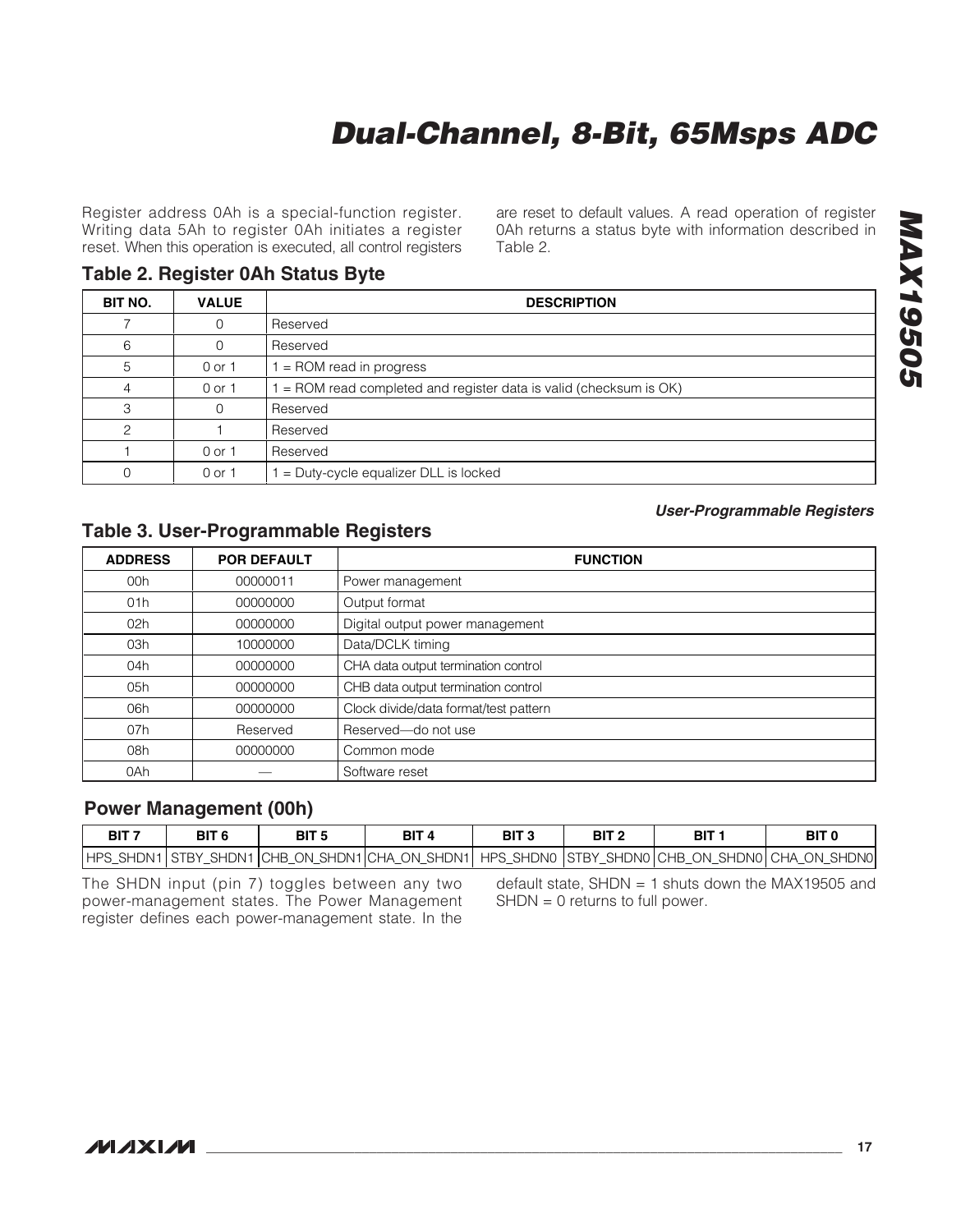Register address 0Ah is a special-function register. Writing data 5Ah to register 0Ah initiates a register reset. When this operation is executed, all control registers are reset to default values. A read operation of register 0Ah returns a status byte with information described in Table 2.

### Table 2. Register 0Ah Status Byte

| BIT NO. | VALUE | DESCRIPTION |
|---|---|---|
| 7 | 0 | Reserved |
| 6 | 0 | Reserved |
| 5 | 0 or 1 | 1 = ROM read in progress |
| 4 | 0 or 1 | 1 = ROM read completed and register data is valid (checksum is OK) |
| 3 | 0 | Reserved |
| 2 | 1 | Reserved |
| 1 | 0 or 1 | Reserved |
| 0 | 0 or 1 | 1 = Duty-cycle equalizer DLL is locked |

#### *User-Programmable Registers*

### Table 3. User-Programmable Registers

| ADDRESS | POR DEFAULT | FUNCTION |
|---|---|---|
| 00h | 00000011 | Power management |
| 01h | 00000000 | Output format |
| 02h | 00000000 | Digital output power management |
| 03h | 10000000 | Data/DCLK timing |
| 04h | 00000000 | CHA data output termination control |
| 05h | 00000000 | CHB data output termination control |
| 06h | 00000000 | Clock divide/data format/test pattern |
| 07h | Reserved | Reserved—do not use |
| 08h | 00000000 | Common mode |
| 0Ah | — | Software reset |

### Power Management (00h)

| BIT 7 | BIT 6 | BIT 5 | BIT 4 | BIT 3 | BIT 2 | BIT 1 | BIT 0 |
|---|---|---|---|---|---|---|---|
| HPS_SHDN1 | STBY_SHDN1 | CHB_ON_SHDN1 | CHA_ON_SHDN1 | HPS_SHDN0 | STBY_SHDN0 | CHB_ON_SHDN0 | CHA_ON_SHDN0 |

The SHDN input (pin 7) toggles between any two power-management states. The Power Management register defines each power-management state. In the default state, SHDN = 1 shuts down the MAX19505 and SHDN = 0 returns to full power.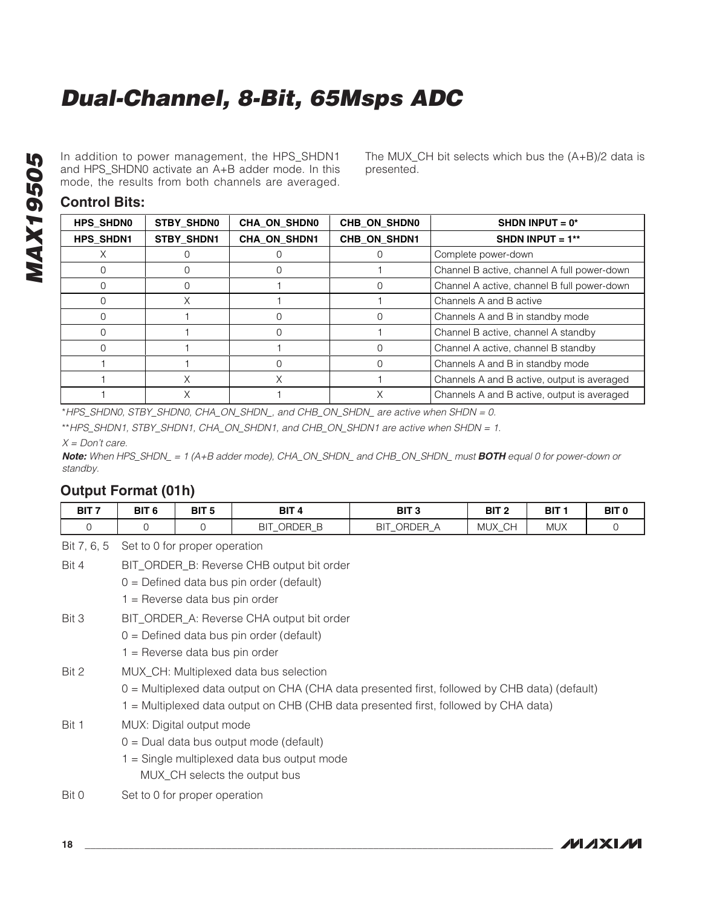In addition to power management, the HPS_SHDN1 and HPS_SHDN0 activate an A+B adder mode. In this mode, the results from both channels are averaged. The MUX_CH bit selects which bus the (A+B)/2 data is presented.

### Control Bits:

| HPS_SHDN0 | STBY_SHDN0 | CHA_ON_SHDN0 | CHB_ON_SHDN0 | SHDN INPUT = 0* |
|---|---|---|---|---|
| **HPS_SHDN1** | **STBY_SHDN1** | **CHA_ON_SHDN1** | **CHB_ON_SHDN1** | **SHDN INPUT = 1**** |
| X | 0 | 0 | 0 | Complete power-down |
| 0 | 0 | 0 | 1 | Channel B active, channel A full power-down |
| 0 | 0 | 1 | 0 | Channel A active, channel B full power-down |
| 0 | X | 1 | 1 | Channels A and B active |
| 0 | 1 | 0 | 0 | Channels A and B in standby mode |
| 0 | 1 | 0 | 1 | Channel B active, channel A standby |
| 0 | 1 | 1 | 0 | Channel A active, channel B standby |
| 1 | 1 | 0 | 0 | Channels A and B in standby mode |
| 1 | X | X | 1 | Channels A and B active, output is averaged |
| 1 | X | 1 | X | Channels A and B active, output is averaged |

**HPS_SHDN0, STBY_SHDN0, CHA_ON_SHDN_, and CHB_ON_SHDN_ are active when SHDN = 0.*

***HPS_SHDN1, STBY_SHDN1, CHA_ON_SHDN1, and CHB_ON_SHDN1 are active when SHDN = 1.*

*X = Don't care.*

***Note:** When HPS_SHDN_ = 1 (A+B adder mode), CHA_ON_SHDN_ and CHB_ON_SHDN_ must **BOTH** equal 0 for power-down or standby.*

### Output Format (01h)

| BIT 7 | BIT 6 | BIT 5 | BIT 4 | BIT 3 | BIT 2 | BIT 1 | BIT 0 |
|---|---|---|---|---|---|---|---|
| 0 | 0 | 0 | BIT_ORDER_B | BIT_ORDER_A | MUX_CH | MUX | 0 |

Bit 7, 6, 5 Set to 0 for proper operation

Bit 4 BIT_ORDER_B: Reverse CHB output bit order
- 0 = Defined data bus pin order (default)
- 1 = Reverse data bus pin order

Bit 3 BIT_ORDER_A: Reverse CHA output bit order
- 0 = Defined data bus pin order (default)
- 1 = Reverse data bus pin order

Bit 2 MUX_CH: Multiplexed data bus selection
- 0 = Multiplexed data output on CHA (CHA data presented first, followed by CHB data) (default)
- 1 = Multiplexed data output on CHB (CHB data presented first, followed by CHA data)

Bit 1 MUX: Digital output mode
- 0 = Dual data bus output mode (default)
- 1 = Single multiplexed data bus output mode
  MUX_CH selects the output bus

Bit 0 Set to 0 for proper operation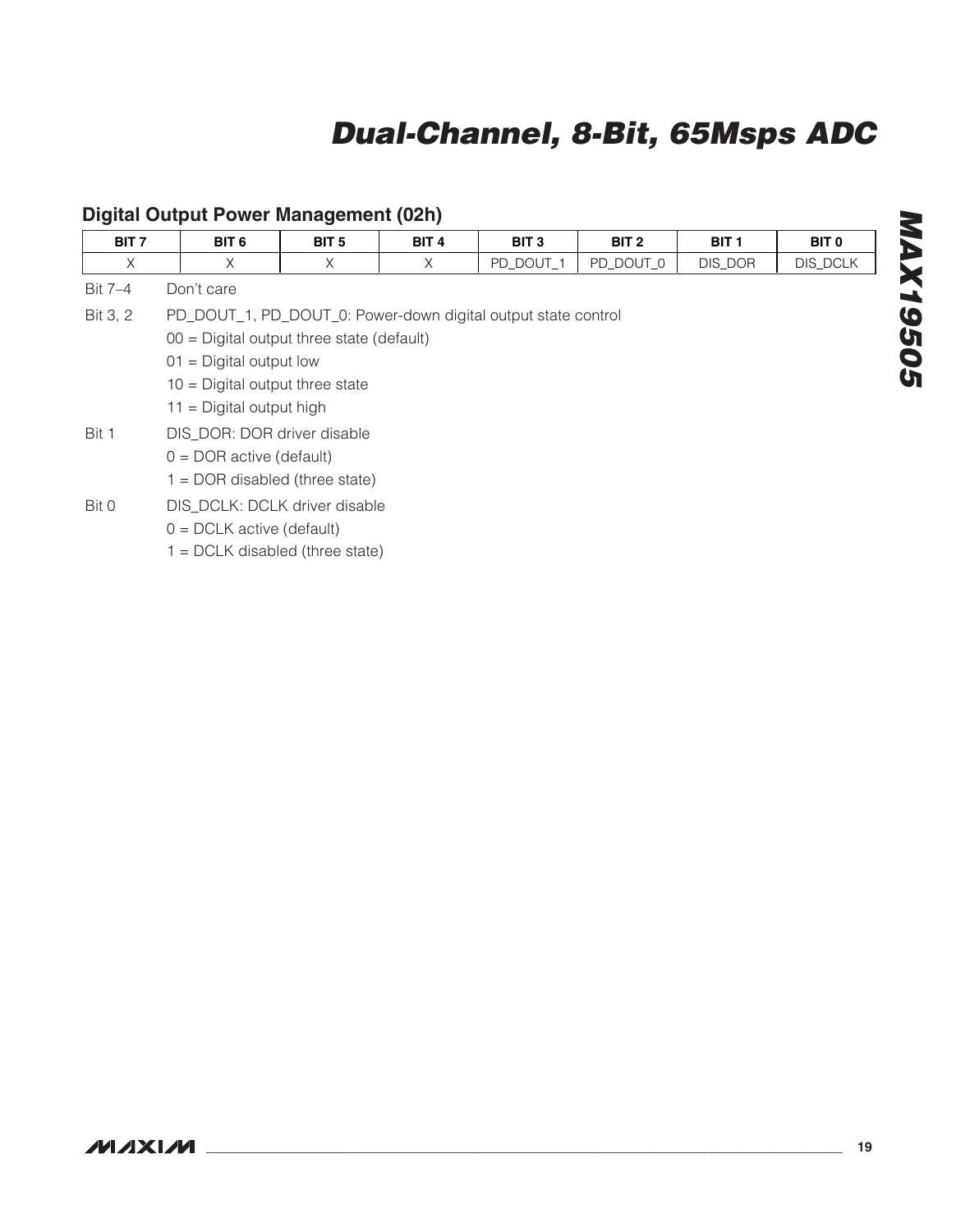## Digital Output Power Management (02h)

| BIT 7 | BIT 6 | BIT 5 | BIT 4 | BIT 3 | BIT 2 | BIT 1 | BIT 0 |
|---|---|---|---|---|---|---|---|
| X | X | X | X | PD_DOUT_1 | PD_DOUT_0 | DIS_DOR | DIS_DCLK |

| | |
|---|---|
| Bit 7–4 | Don't care |
| Bit 3, 2 | PD_DOUT_1, PD_DOUT_0: Power-down digital output state control<br>00 = Digital output three state (default)<br>01 = Digital output low<br>10 = Digital output three state<br>11 = Digital output high |
| Bit 1 | DIS_DOR: DOR driver disable<br>0 = DOR active (default)<br>1 = DOR disabled (three state) |
| Bit 0 | DIS_DCLK: DCLK driver disable<br>0 = DCLK active (default)<br>1 = DCLK disabled (three state) |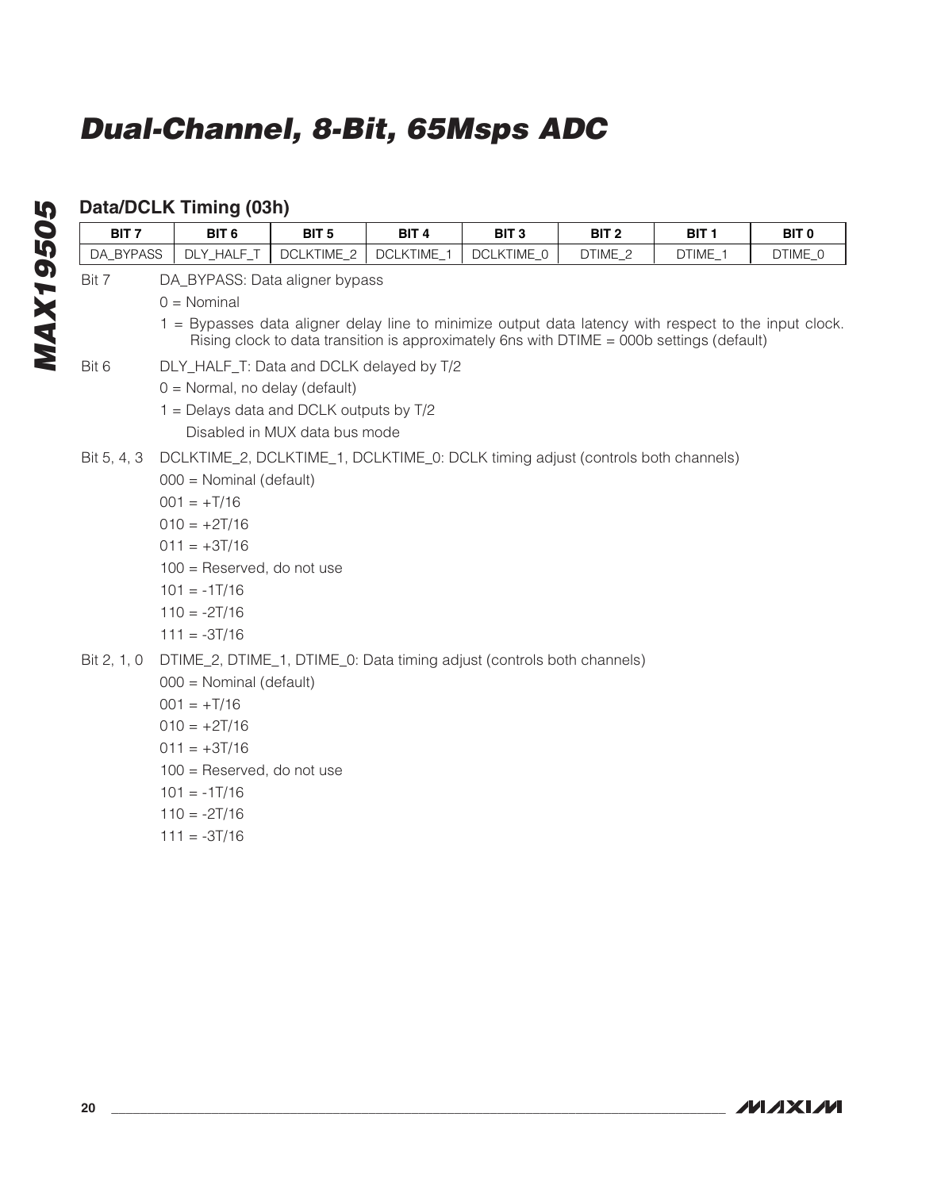### Data/DCLK Timing (03h)

| BIT 7 | BIT 6 | BIT 5 | BIT 4 | BIT 3 | BIT 2 | BIT 1 | BIT 0 |
|---|---|---|---|---|---|---|---|
| DA_BYPASS | DLY_HALF_T | DCLKTIME_2 | DCLKTIME_1 | DCLKTIME_0 | DTIME_2 | DTIME_1 | DTIME_0 |

Bit 7 DA_BYPASS: Data aligner bypass

0 = Nominal

1 = Bypasses data aligner delay line to minimize output data latency with respect to the input clock. Rising clock to data transition is approximately 6ns with DTIME = 000b settings (default)

Bit 6 DLY_HALF_T: Data and DCLK delayed by T/2

0 = Normal, no delay (default)

1 = Delays data and DCLK outputs by T/2
Disabled in MUX data bus mode

Bit 5, 4, 3 DCLKTIME_2, DCLKTIME_1, DCLKTIME_0: DCLK timing adjust (controls both channels)

000 = Nominal (default)
001 = +T/16
010 = +2T/16
011 = +3T/16
100 = Reserved, do not use
101 = -1T/16
110 = -2T/16
111 = -3T/16

Bit 2, 1, 0 DTIME_2, DTIME_1, DTIME_0: Data timing adjust (controls both channels)

000 = Nominal (default)
001 = +T/16
010 = +2T/16
011 = +3T/16
100 = Reserved, do not use
101 = -1T/16
110 = -2T/16
111 = -3T/16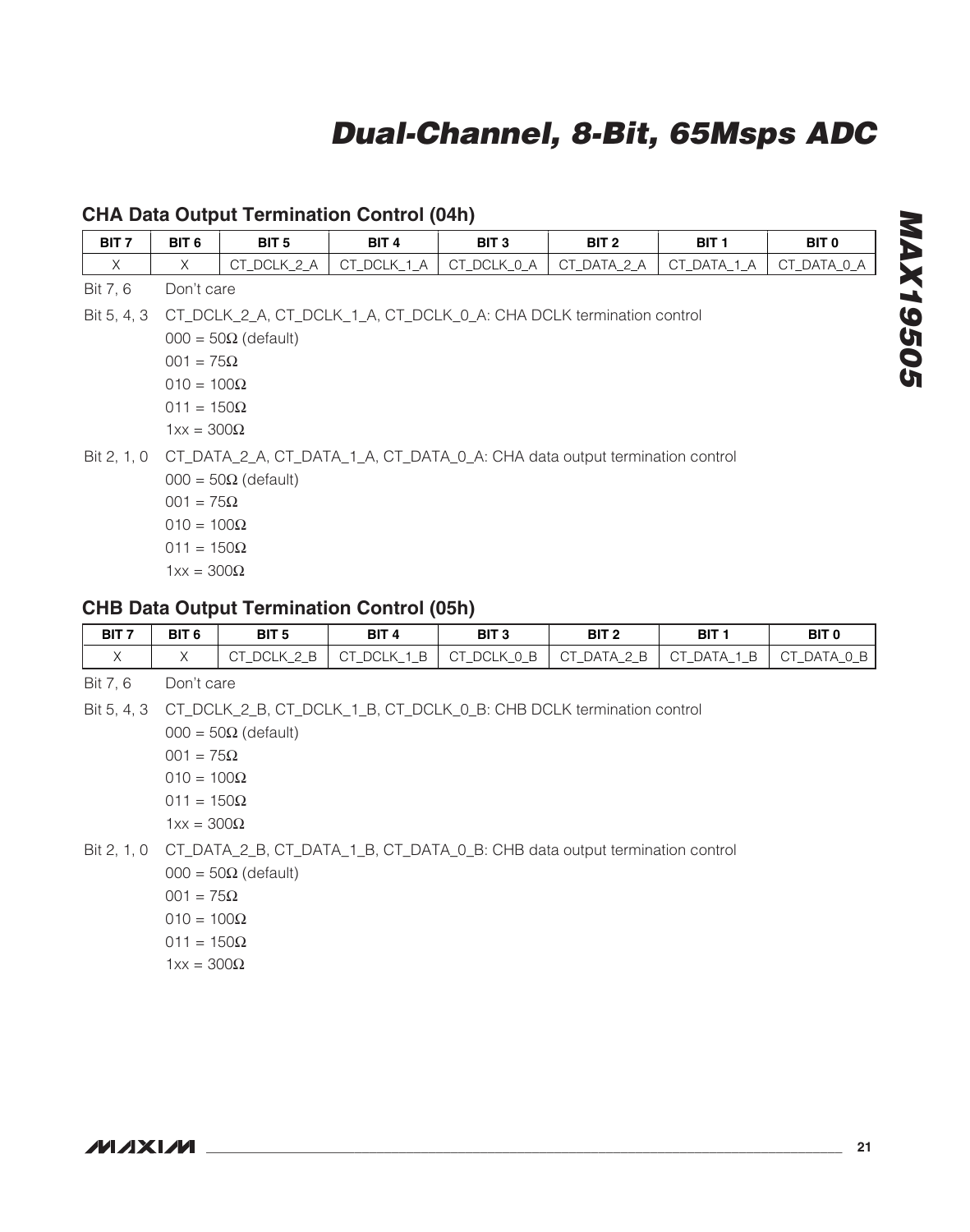### CHA Data Output Termination Control (04h)

| BIT 7 | BIT 6 | BIT 5 | BIT 4 | BIT 3 | BIT 2 | BIT 1 | BIT 0 |
|---|---|---|---|---|---|---|---|
| X | X | CT_DCLK_2_A | CT_DCLK_1_A | CT_DCLK_0_A | CT_DATA_2_A | CT_DATA_1_A | CT_DATA_0_A |

Bit 7, 6 Don't care

Bit 5, 4, 3 CT_DCLK_2_A, CT_DCLK_1_A, CT_DCLK_0_A: CHA DCLK termination control

000 = 50Ω (default)
001 = 75Ω
010 = 100Ω
011 = 150Ω
1xx = 300Ω

Bit 2, 1, 0 CT_DATA_2_A, CT_DATA_1_A, CT_DATA_0_A: CHA data output termination control

000 = 50Ω (default)
001 = 75Ω
010 = 100Ω
011 = 150Ω
1xx = 300Ω

### CHB Data Output Termination Control (05h)

| BIT 7 | BIT 6 | BIT 5 | BIT 4 | BIT 3 | BIT 2 | BIT 1 | BIT 0 |
|---|---|---|---|---|---|---|---|
| X | X | CT_DCLK_2_B | CT_DCLK_1_B | CT_DCLK_0_B | CT_DATA_2_B | CT_DATA_1_B | CT_DATA_0_B |

Bit 7, 6 Don't care

Bit 5, 4, 3 CT_DCLK_2_B, CT_DCLK_1_B, CT_DCLK_0_B: CHB DCLK termination control

000 = 50Ω (default)
001 = 75Ω
010 = 100Ω
011 = 150Ω
1xx = 300Ω

Bit 2, 1, 0 CT_DATA_2_B, CT_DATA_1_B, CT_DATA_0_B: CHB data output termination control

000 = 50Ω (default)
001 = 75Ω
010 = 100Ω
011 = 150Ω
1xx = 300Ω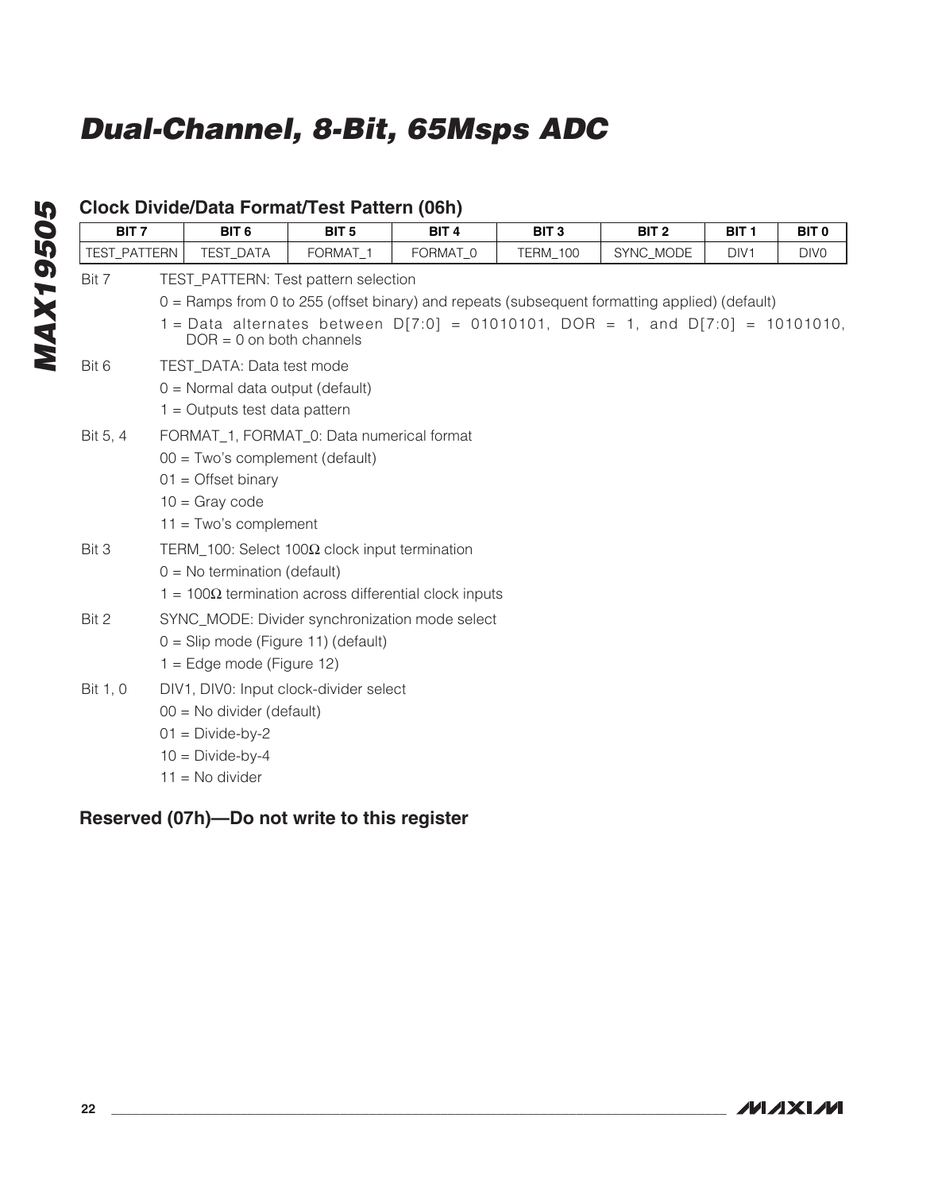## Clock Divide/Data Format/Test Pattern (06h)

| BIT 7 | BIT 6 | BIT 5 | BIT 4 | BIT 3 | BIT 2 | BIT 1 | BIT 0 |
|---|---|---|---|---|---|---|---|
| TEST_PATTERN | TEST_DATA | FORMAT_1 | FORMAT_0 | TERM_100 | SYNC_MODE | DIV1 | DIV0 |

Bit 7 TEST_PATTERN: Test pattern selection
- 0 = Ramps from 0 to 255 (offset binary) and repeats (subsequent formatting applied) (default)
- 1 = Data alternates between D[7:0] = 01010101, DOR = 1, and D[7:0] = 10101010, DOR = 0 on both channels

Bit 6 TEST_DATA: Data test mode
- 0 = Normal data output (default)
- 1 = Outputs test data pattern

Bit 5, 4 FORMAT_1, FORMAT_0: Data numerical format
- 00 = Two's complement (default)
- 01 = Offset binary
- 10 = Gray code
- 11 = Two's complement

Bit 3 TERM_100: Select 100Ω clock input termination
- 0 = No termination (default)
- 1 = 100Ω termination across differential clock inputs

Bit 2 SYNC_MODE: Divider synchronization mode select
- 0 = Slip mode (Figure 11) (default)
- 1 = Edge mode (Figure 12)

Bit 1, 0 DIV1, DIV0: Input clock-divider select
- 00 = No divider (default)
- 01 = Divide-by-2
- 10 = Divide-by-4
- 11 = No divider

## Reserved (07h)—Do not write to this register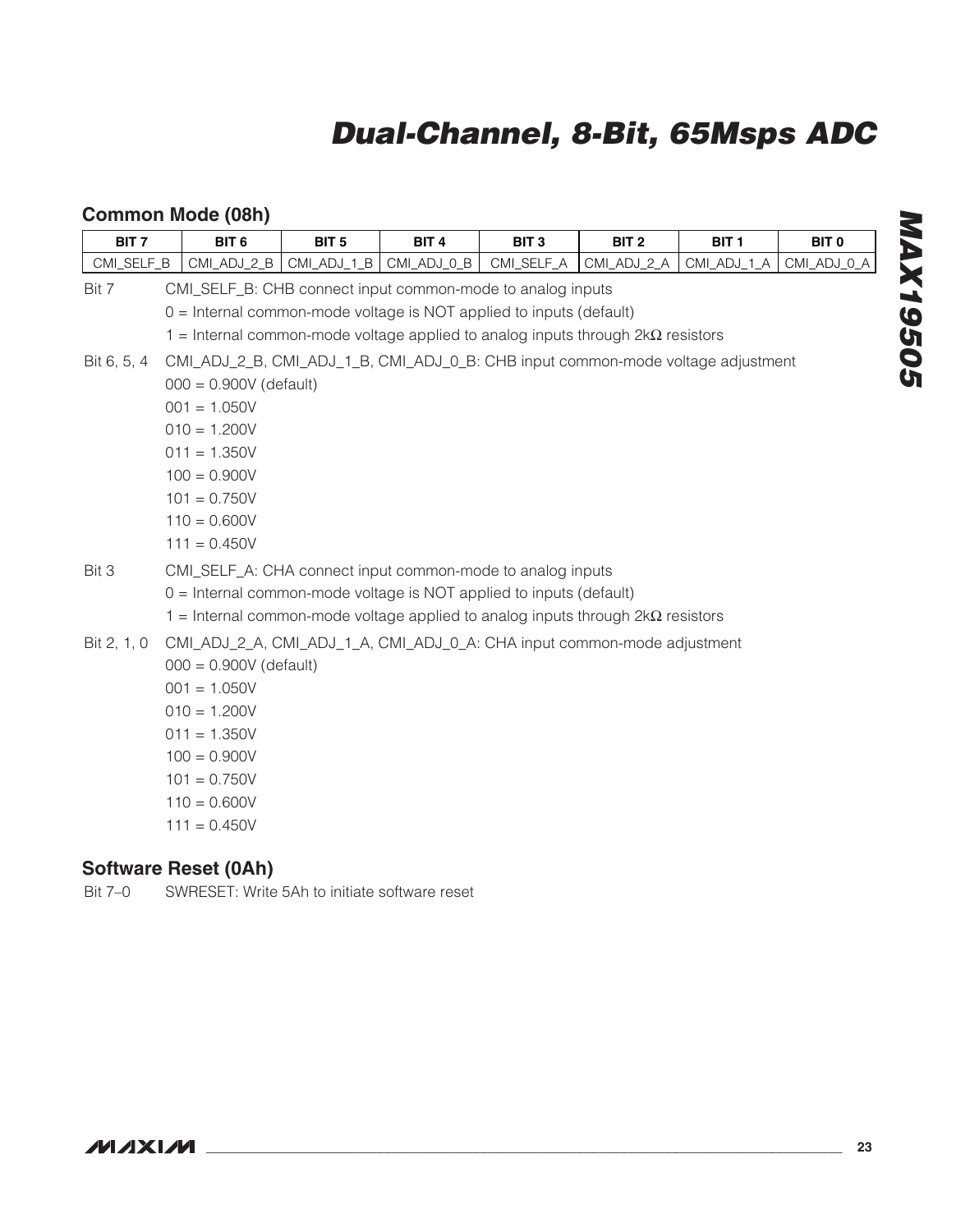### Common Mode (08h)

| BIT 7 | BIT 6 | BIT 5 | BIT 4 | BIT 3 | BIT 2 | BIT 1 | BIT 0 |
|---|---|---|---|---|---|---|---|
| CMI_SELF_B | CMI_ADJ_2_B | CMI_ADJ_1_B | CMI_ADJ_0_B | CMI_SELF_A | CMI_ADJ_2_A | CMI_ADJ_1_A | CMI_ADJ_0_A |

Bit 7 CMI_SELF_B: CHB connect input common-mode to analog inputs
- 0 = Internal common-mode voltage is NOT applied to inputs (default)
- 1 = Internal common-mode voltage applied to analog inputs through 2kΩ resistors

Bit 6, 5, 4 CMI_ADJ_2_B, CMI_ADJ_1_B, CMI_ADJ_0_B: CHB input common-mode voltage adjustment
- 000 = 0.900V (default)
- 001 = 1.050V
- 010 = 1.200V
- 011 = 1.350V
- 100 = 0.900V
- 101 = 0.750V
- 110 = 0.600V
- 111 = 0.450V

Bit 3 CMI_SELF_A: CHA connect input common-mode to analog inputs
- 0 = Internal common-mode voltage is NOT applied to inputs (default)
- 1 = Internal common-mode voltage applied to analog inputs through 2kΩ resistors

Bit 2, 1, 0 CMI_ADJ_2_A, CMI_ADJ_1_A, CMI_ADJ_0_A: CHA input common-mode adjustment
- 000 = 0.900V (default)
- 001 = 1.050V
- 010 = 1.200V
- 011 = 1.350V
- 100 = 0.900V
- 101 = 0.750V
- 110 = 0.600V
- 111 = 0.450V

### Software Reset (0Ah)

Bit 7–0 SWRESET: Write 5Ah to initiate software reset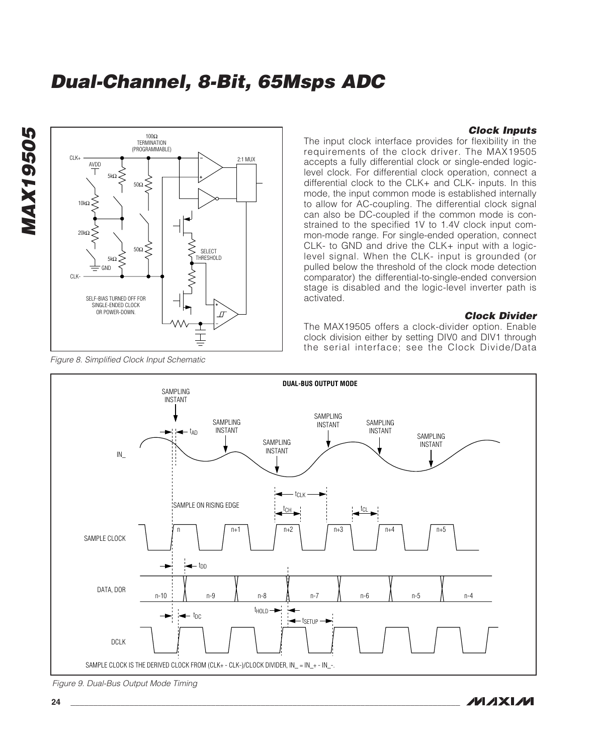# Dual-Channel, 8-Bit, 65Msps ADC

Figure 8. Simplified Clock Input Schematic

### Clock Inputs

The input clock interface provides for flexibility in the requirements of the clock driver. The MAX19505 accepts a fully differential clock or single-ended logic-level clock. For differential clock operation, connect a differential clock to the CLK+ and CLK- inputs. In this mode, the input common mode is established internally to allow for AC-coupling. The differential clock signal can also be DC-coupled if the common mode is constrained to the specified 1V to 1.4V clock input common-mode range. For single-ended operation, connect CLK- to GND and drive the CLK+ input with a logic-level signal. When the CLK- input is grounded (or pulled below the threshold of the clock mode detection comparator) the differential-to-single-ended conversion stage is disabled and the logic-level inverter path is activated.

### Clock Divider

The MAX19505 offers a clock-divider option. Enable clock division either by setting DIV0 and DIV1 through the serial interface; see the Clock Divide/Data

Figure 9. Dual-Bus Output Mode Timing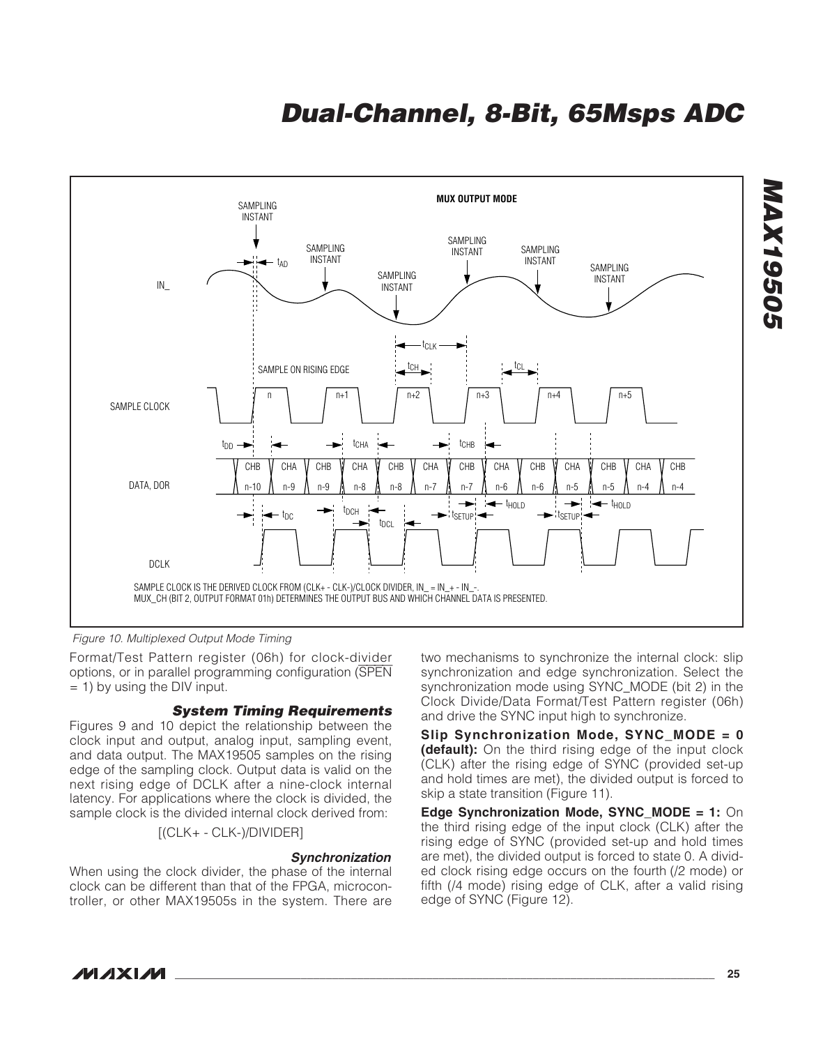MUX OUTPUT MODE

SAMPLE CLOCK IS THE DERIVED CLOCK FROM (CLK+ - CLK-)/CLOCK DIVIDER, IN_ = IN_+ - IN_-.
MUX_CH (BIT 2, OUTPUT FORMAT 01h) DETERMINES THE OUTPUT BUS AND WHICH CHANNEL DATA IS PRESENTED.

*Figure 10. Multiplexed Output Mode Timing*

Format/Test Pattern register (06h) for clock-divider options, or in parallel programming configuration ($\overline{SPEN}$ = 1) by using the DIV input.

### System Timing Requirements

Figures 9 and 10 depict the relationship between the clock input and output, analog input, sampling event, and data output. The MAX19505 samples on the rising edge of the sampling clock. Output data is valid on the next rising edge of DCLK after a nine-clock internal latency. For applications where the clock is divided, the sample clock is the divided internal clock derived from:

[(CLK+ - CLK-)/DIVIDER]

### Synchronization

When using the clock divider, the phase of the internal clock can be different than that of the FPGA, microcontroller, or other MAX19505s in the system. There are two mechanisms to synchronize the internal clock: slip synchronization and edge synchronization. Select the synchronization mode using SYNC_MODE (bit 2) in the Clock Divide/Data Format/Test Pattern register (06h) and drive the SYNC input high to synchronize.

**Slip Synchronization Mode, SYNC_MODE = 0 (default):** On the third rising edge of the input clock (CLK) after the rising edge of SYNC (provided set-up and hold times are met), the divided output is forced to skip a state transition (Figure 11).

**Edge Synchronization Mode, SYNC_MODE = 1:** On the third rising edge of the input clock (CLK) after the rising edge of SYNC (provided set-up and hold times are met), the divided output is forced to state 0. A divided clock rising edge occurs on the fourth (/2 mode) or fifth (/4 mode) rising edge of CLK, after a valid rising edge of SYNC (Figure 12).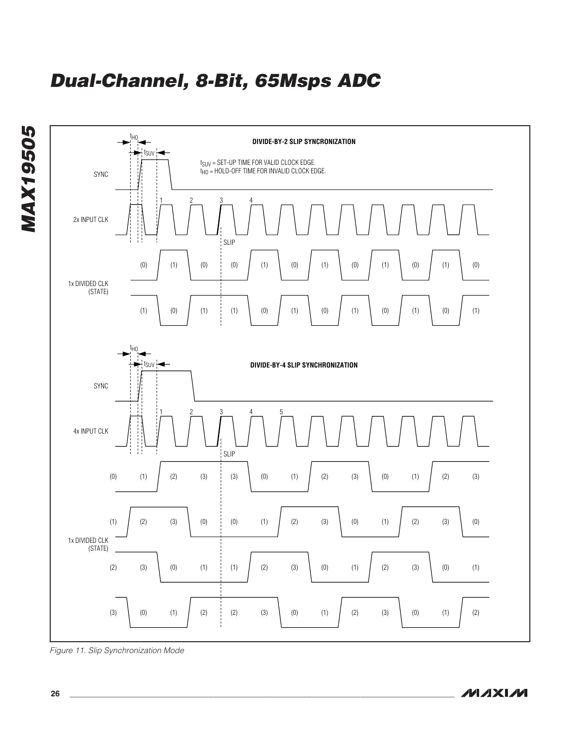# Dual-Channel, 8-Bit, 65Msps ADC

Figure 11. Slip Synchronization Mode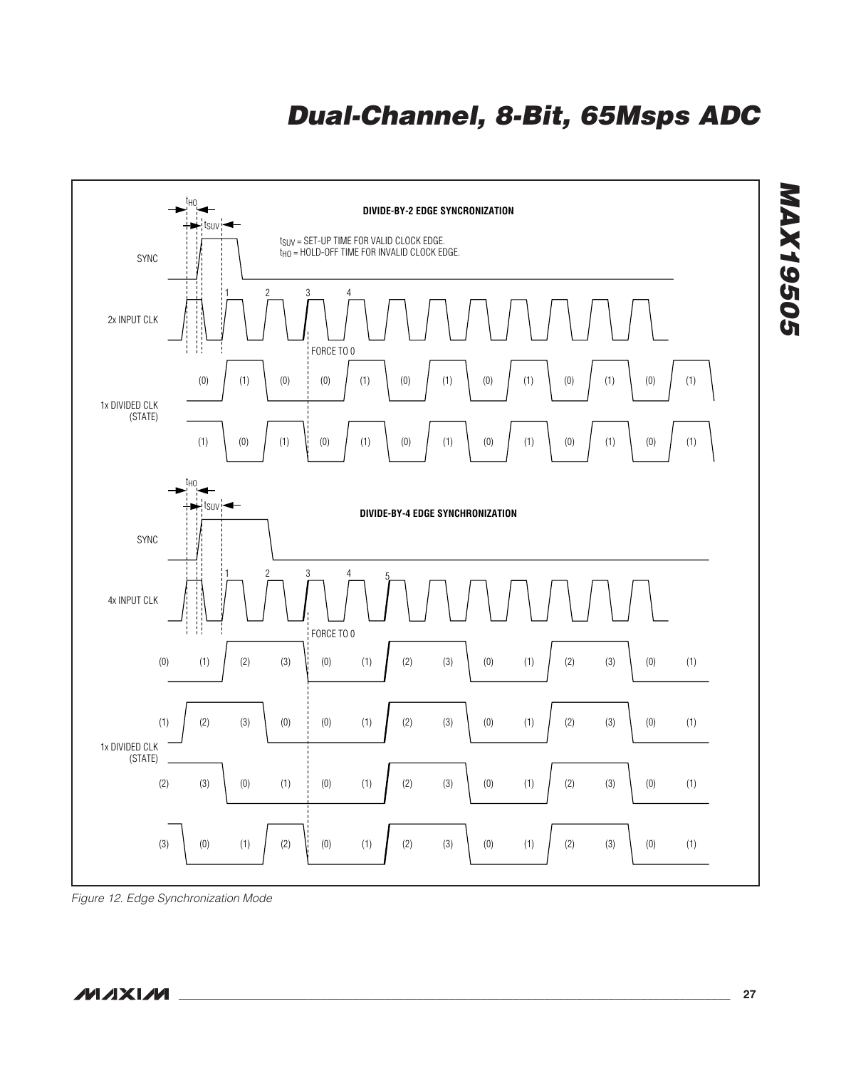DIVIDE-BY-2 EDGE SYNCRONIZATION

$t_{SUV}$ = SET-UP TIME FOR VALID CLOCK EDGE.
$t_{HO}$ = HOLD-OFF TIME FOR INVALID CLOCK EDGE.

SYNC

2x INPUT CLK

FORCE TO 0

1x DIVIDED CLK (STATE)

DIVIDE-BY-4 EDGE SYNCHRONIZATION

SYNC

4x INPUT CLK

FORCE TO 0

1x DIVIDED CLK (STATE)

*Figure 12. Edge Synchronization Mode*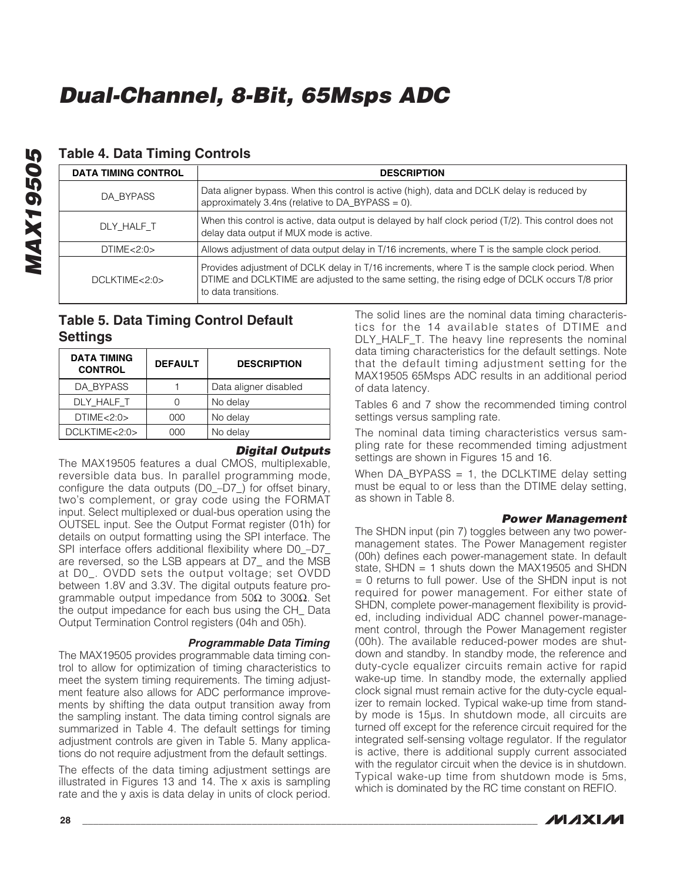## Table 4. Data Timing Controls

| DATA TIMING CONTROL | DESCRIPTION |
|---|---|
| DA_BYPASS | Data aligner bypass. When this control is active (high), data and DCLK delay is reduced by approximately 3.4ns (relative to DA_BYPASS = 0). |
| DLY_HALF_T | When this control is active, data output is delayed by half clock period (T/2). This control does not delay data output if MUX mode is active. |
| DTIME<2:0> | Allows adjustment of data output delay in T/16 increments, where T is the sample clock period. |
| DCLKTIME<2:0> | Provides adjustment of DCLK delay in T/16 increments, where T is the sample clock period. When DTIME and DCLKTIME are adjusted to the same setting, the rising edge of DCLK occurs T/8 prior to data transitions. |

## Table 5. Data Timing Control Default Settings

| DATA TIMING CONTROL | DEFAULT | DESCRIPTION |
|---|---|---|
| DA_BYPASS | 1 | Data aligner disabled |
| DLY_HALF_T | 0 | No delay |
| DTIME<2:0> | 000 | No delay |
| DCLKTIME<2:0> | 000 | No delay |

### *Digital Outputs*

The MAX19505 features a dual CMOS, multiplexable, reversible data bus. In parallel programming mode, configure the data outputs (D0_–D7_) for offset binary, two's complement, or gray code using the FORMAT input. Select multiplexed or dual-bus operation using the OUTSEL input. See the Output Format register (01h) for details on output formatting using the SPI interface. The SPI interface offers additional flexibility where D0_–D7_ are reversed, so the LSB appears at D7_ and the MSB at D0_. OVDD sets the output voltage; set OVDD between 1.8V and 3.3V. The digital outputs feature programmable output impedance from 50Ω to 300Ω. Set the output impedance for each bus using the CH_ Data Output Termination Control registers (04h and 05h).

### *Programmable Data Timing*

The MAX19505 provides programmable data timing control to allow for optimization of timing characteristics to meet the system timing requirements. The timing adjustment feature also allows for ADC performance improvements by shifting the data output transition away from the sampling instant. The data timing control signals are summarized in Table 4. The default settings for timing adjustment controls are given in Table 5. Many applications do not require adjustment from the default settings.

The effects of the data timing adjustment settings are illustrated in Figures 13 and 14. The x axis is sampling rate and the y axis is data delay in units of clock period. The solid lines are the nominal data timing characteristics for the 14 available states of DTIME and DLY_HALF_T. The heavy line represents the nominal data timing characteristics for the default settings. Note that the default timing adjustment setting for the MAX19505 65Msps ADC results in an additional period of data latency.

Tables 6 and 7 show the recommended timing control settings versus sampling rate.

The nominal data timing characteristics versus sampling rate for these recommended timing adjustment settings are shown in Figures 15 and 16.

When DA_BYPASS = 1, the DCLKTIME delay setting must be equal to or less than the DTIME delay setting, as shown in Table 8.

### *Power Management*

The SHDN input (pin 7) toggles between any two power-management states. The Power Management register (00h) defines each power-management state. In default state, SHDN = 1 shuts down the MAX19505 and SHDN = 0 returns to full power. Use of the SHDN input is not required for power management. For either state of SHDN, complete power-management flexibility is provided, including individual ADC channel power-management control, through the Power Management register (00h). The available reduced-power modes are shutdown and standby. In standby mode, the reference and duty-cycle equalizer circuits remain active for rapid wake-up time. In standby mode, the externally applied clock signal must remain active for the duty-cycle equalizer to remain locked. Typical wake-up time from standby mode is 15µs. In shutdown mode, all circuits are turned off except for the reference circuit required for the integrated self-sensing voltage regulator. If the regulator is active, there is additional supply current associated with the regulator circuit when the device is in shutdown. Typical wake-up time from shutdown mode is 5ms, which is dominated by the RC time constant on REFIO.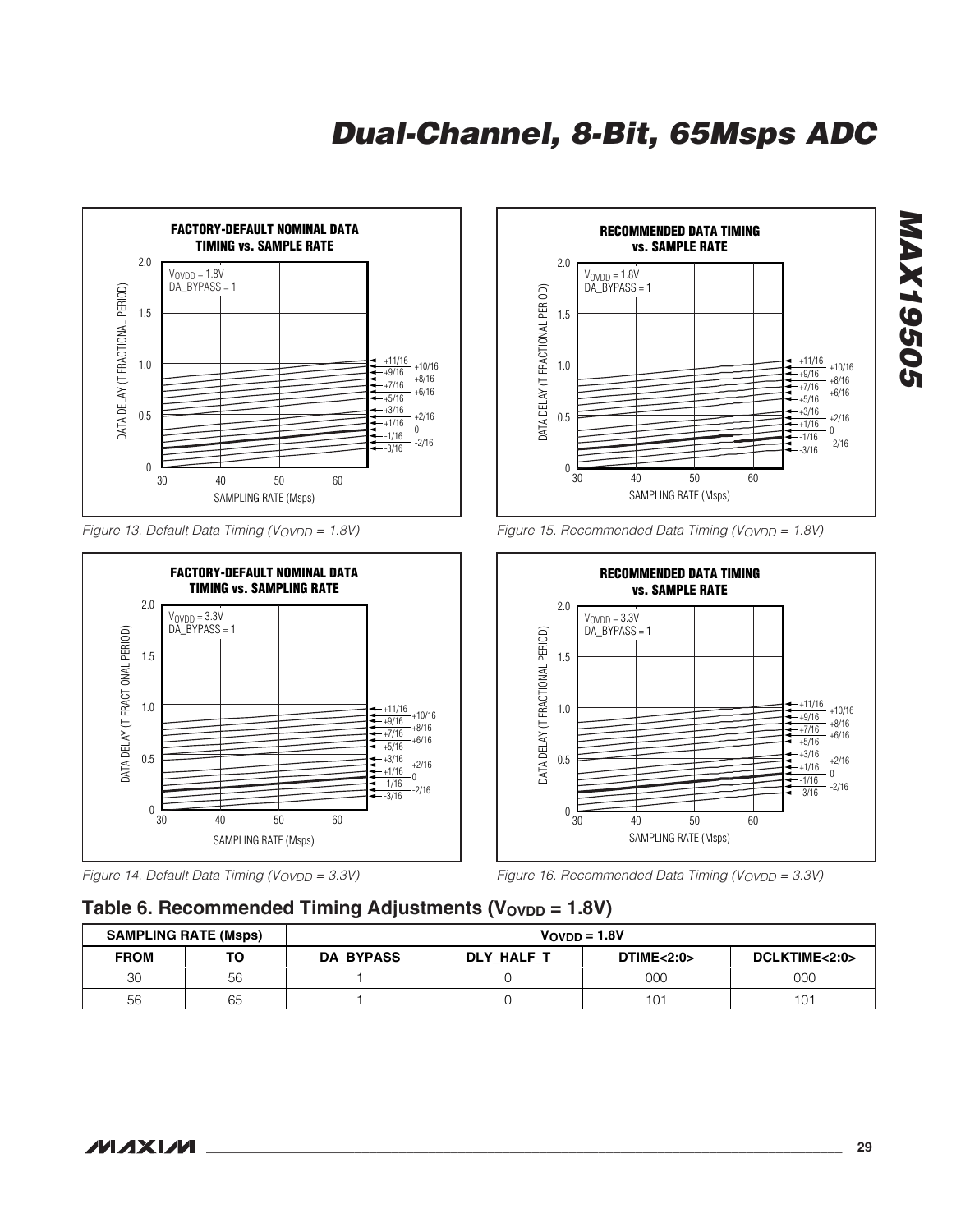FACTORY-DEFAULT NOMINAL DATA TIMING vs. SAMPLE RATE

$V_{OVDD}$ = 1.8V
DA_BYPASS = 1

Figure 13. Default Data Timing ($V_{OVDD}$ = 1.8V)

RECOMMENDED DATA TIMING vs. SAMPLE RATE

$V_{OVDD}$ = 1.8V
DA_BYPASS = 1

Figure 15. Recommended Data Timing ($V_{OVDD}$ = 1.8V)

FACTORY-DEFAULT NOMINAL DATA TIMING vs. SAMPLING RATE

$V_{OVDD}$ = 3.3V
DA_BYPASS = 1

Figure 14. Default Data Timing ($V_{OVDD}$ = 3.3V)

RECOMMENDED DATA TIMING vs. SAMPLE RATE

$V_{OVDD}$ = 3.3V
DA_BYPASS = 1

Figure 16. Recommended Data Timing ($V_{OVDD}$ = 3.3V)

## Table 6. Recommended Timing Adjustments ($V_{OVDD}$ = 1.8V)

| SAMPLING RATE (Msps) | | $V_{OVDD}$ = 1.8V | | | |
|---|---|---|---|---|---|
| FROM | TO | DA_BYPASS | DLY_HALF_T | DTIME<2:0> | DCLKTIME<2:0> |
| 30 | 56 | 1 | 0 | 000 | 000 |
| 56 | 65 | 1 | 0 | 101 | 101 |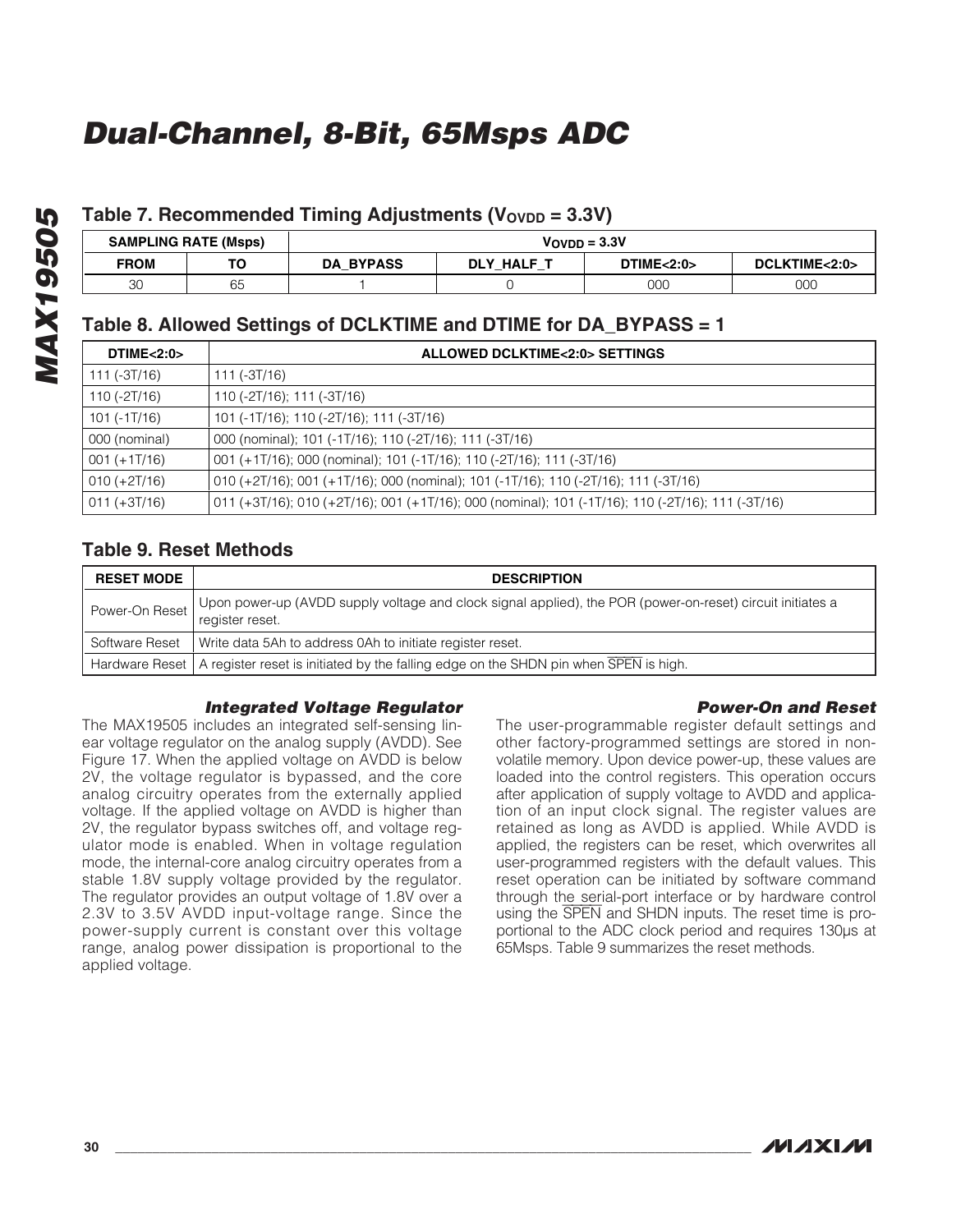### Table 7. Recommended Timing Adjustments ($V_{OVDD}$ = 3.3V)

| SAMPLING RATE (Msps) | | $V_{OVDD}$ = 3.3V | | | |
|---|---|---|---|---|---|
| FROM | TO | DA_BYPASS | DLY_HALF_T | DTIME<2:0> | DCLKTIME<2:0> |
| 30 | 65 | 1 | 0 | 000 | 000 |

### Table 8. Allowed Settings of DCLKTIME and DTIME for DA_BYPASS = 1

| DTIME<2:0> | ALLOWED DCLKTIME<2:0> SETTINGS |
|---|---|
| 111 (-3T/16) | 111 (-3T/16) |
| 110 (-2T/16) | 110 (-2T/16); 111 (-3T/16) |
| 101 (-1T/16) | 101 (-1T/16); 110 (-2T/16); 111 (-3T/16) |
| 000 (nominal) | 000 (nominal); 101 (-1T/16); 110 (-2T/16); 111 (-3T/16) |
| 001 (+1T/16) | 001 (+1T/16); 000 (nominal); 101 (-1T/16); 110 (-2T/16); 111 (-3T/16) |
| 010 (+2T/16) | 010 (+2T/16); 001 (+1T/16); 000 (nominal); 101 (-1T/16); 110 (-2T/16); 111 (-3T/16) |
| 011 (+3T/16) | 011 (+3T/16); 010 (+2T/16); 001 (+1T/16); 000 (nominal); 101 (-1T/16); 110 (-2T/16); 111 (-3T/16) |

### Table 9. Reset Methods

| RESET MODE | DESCRIPTION |
|---|---|
| Power-On Reset | Upon power-up (AVDD supply voltage and clock signal applied), the POR (power-on-reset) circuit initiates a register reset. |
| Software Reset | Write data 5Ah to address 0Ah to initiate register reset. |
| Hardware Reset | A register reset is initiated by the falling edge on the SHDN pin when $\overline{\text{SPEN}}$ is high. |

#### *Integrated Voltage Regulator*

The MAX19505 includes an integrated self-sensing linear voltage regulator on the analog supply (AVDD). See Figure 17. When the applied voltage on AVDD is below 2V, the voltage regulator is bypassed, and the core analog circuitry operates from the externally applied voltage. If the applied voltage on AVDD is higher than 2V, the regulator bypass switches off, and voltage regulator mode is enabled. When in voltage regulation mode, the internal-core analog circuitry operates from a stable 1.8V supply voltage provided by the regulator. The regulator provides an output voltage of 1.8V over a 2.3V to 3.5V AVDD input-voltage range. Since the power-supply current is constant over this voltage range, analog power dissipation is proportional to the applied voltage.

#### *Power-On and Reset*

The user-programmable register default settings and other factory-programmed settings are stored in nonvolatile memory. Upon device power-up, these values are loaded into the control registers. This operation occurs after application of supply voltage to AVDD and application of an input clock signal. The register values are retained as long as AVDD is applied. While AVDD is applied, the registers can be reset, which overwrites all user-programmed registers with the default values. This reset operation can be initiated by software command through the serial-port interface or by hardware control using the $\overline{\text{SPEN}}$ and SHDN inputs. The reset time is proportional to the ADC clock period and requires 130µs at 65Msps. Table 9 summarizes the reset methods.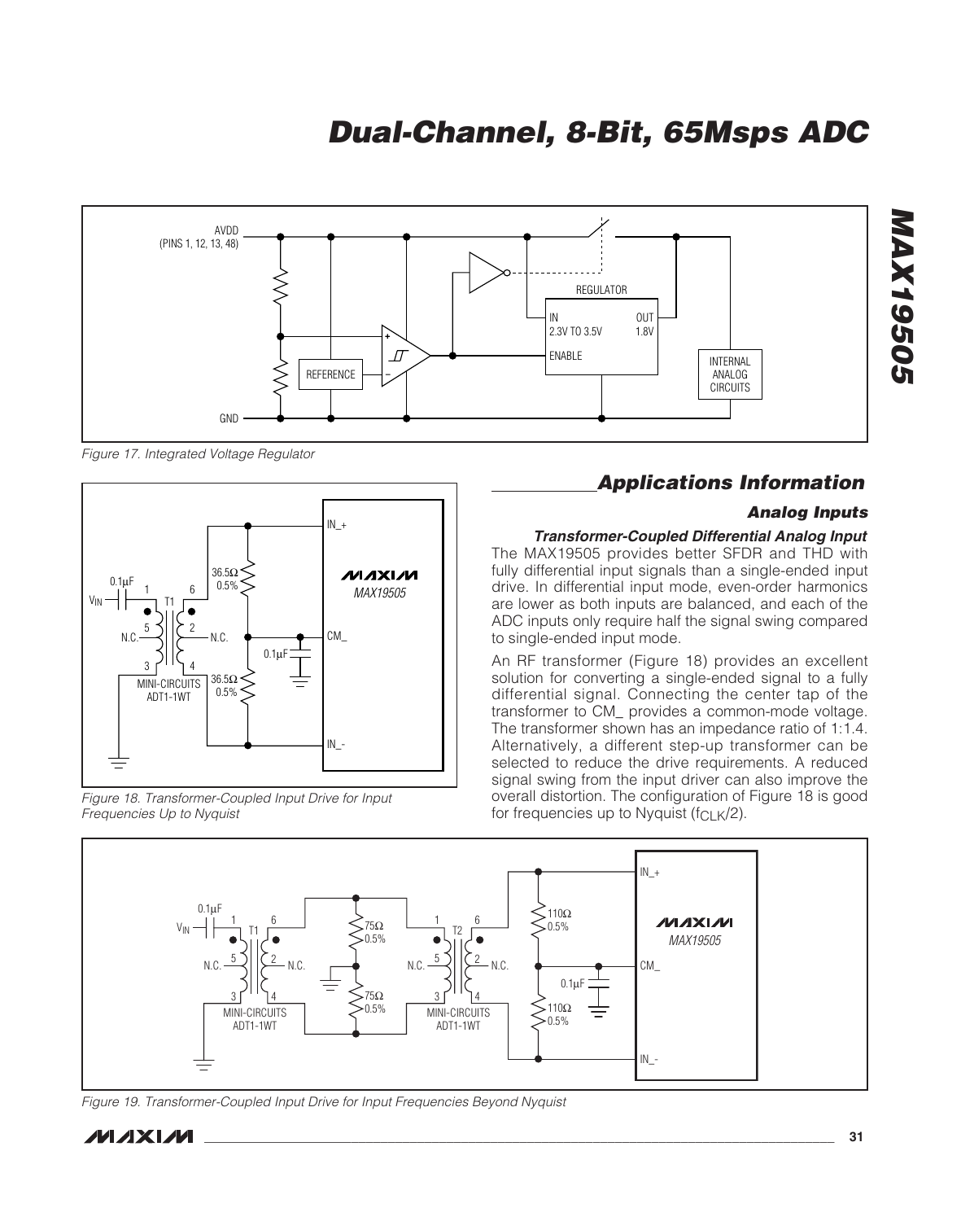Figure 17. Integrated Voltage Regulator

Figure 18. Transformer-Coupled Input Drive for Input Frequencies Up to Nyquist

## Applications Information

### Analog Inputs

#### Transformer-Coupled Differential Analog Input

The MAX19505 provides better SFDR and THD with fully differential input signals than a single-ended input drive. In differential input mode, even-order harmonics are lower as both inputs are balanced, and each of the ADC inputs only require half the signal swing compared to single-ended input mode.

An RF transformer (Figure 18) provides an excellent solution for converting a single-ended signal to a fully differential signal. Connecting the center tap of the transformer to CM_ provides a common-mode voltage. The transformer shown has an impedance ratio of 1:1.4. Alternatively, a different step-up transformer can be selected to reduce the drive requirements. A reduced signal swing from the input driver can also improve the overall distortion. The configuration of Figure 18 is good for frequencies up to Nyquist ($f_{CLK}/2$).

Figure 19. Transformer-Coupled Input Drive for Input Frequencies Beyond Nyquist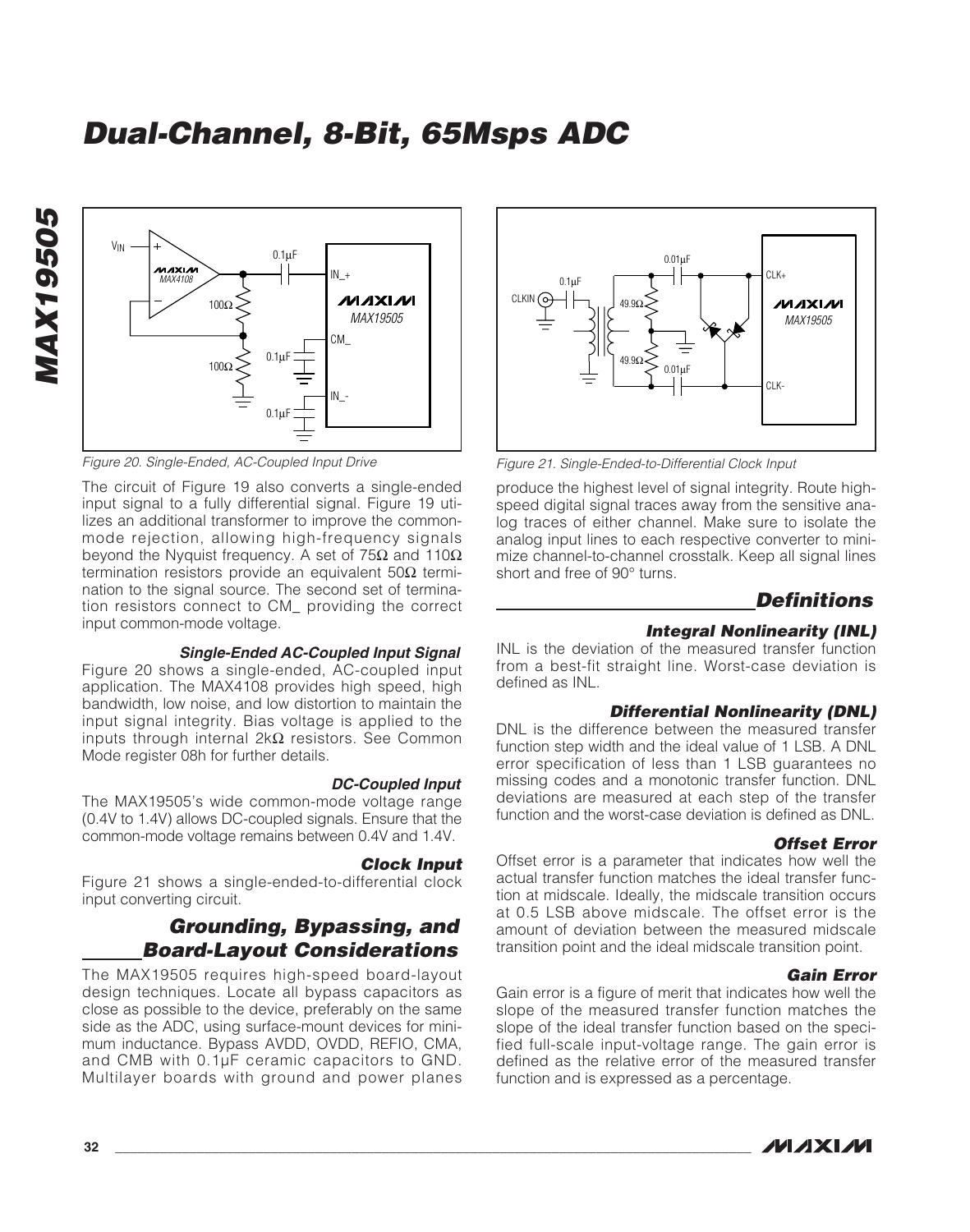Figure 20. Single-Ended, AC-Coupled Input Drive

The circuit of Figure 19 also converts a single-ended input signal to a fully differential signal. Figure 19 utilizes an additional transformer to improve the common-mode rejection, allowing high-frequency signals beyond the Nyquist frequency. A set of 75Ω and 110Ω termination resistors provide an equivalent 50Ω termination to the signal source. The second set of termination resistors connect to CM_ providing the correct input common-mode voltage.

### Single-Ended AC-Coupled Input Signal

Figure 20 shows a single-ended, AC-coupled input application. The MAX4108 provides high speed, high bandwidth, low noise, and low distortion to maintain the input signal integrity. Bias voltage is applied to the inputs through internal 2kΩ resistors. See Common Mode register 08h for further details.

### DC-Coupled Input

The MAX19505's wide common-mode voltage range (0.4V to 1.4V) allows DC-coupled signals. Ensure that the common-mode voltage remains between 0.4V and 1.4V.

### Clock Input

Figure 21 shows a single-ended-to-differential clock input converting circuit.

## Grounding, Bypassing, and Board-Layout Considerations

The MAX19505 requires high-speed board-layout design techniques. Locate all bypass capacitors as close as possible to the device, preferably on the same side as the ADC, using surface-mount devices for minimum inductance. Bypass AVDD, OVDD, REFIO, CMA, and CMB with 0.1µF ceramic capacitors to GND. Multilayer boards with ground and power planes produce the highest level of signal integrity. Route high-speed digital signal traces away from the sensitive analog traces of either channel. Make sure to isolate the analog input lines to each respective converter to minimize channel-to-channel crosstalk. Keep all signal lines short and free of 90° turns.

Figure 21. Single-Ended-to-Differential Clock Input

## Definitions

### Integral Nonlinearity (INL)

INL is the deviation of the measured transfer function from a best-fit straight line. Worst-case deviation is defined as INL.

### Differential Nonlinearity (DNL)

DNL is the difference between the measured transfer function step width and the ideal value of 1 LSB. A DNL error specification of less than 1 LSB guarantees no missing codes and a monotonic transfer function. DNL deviations are measured at each step of the transfer function and the worst-case deviation is defined as DNL.

### Offset Error

Offset error is a parameter that indicates how well the actual transfer function matches the ideal transfer function at midscale. Ideally, the midscale transition occurs at 0.5 LSB above midscale. The offset error is the amount of deviation between the measured midscale transition point and the ideal midscale transition point.

### Gain Error

Gain error is a figure of merit that indicates how well the slope of the measured transfer function matches the slope of the ideal transfer function based on the specified full-scale input-voltage range. The gain error is defined as the relative error of the measured transfer function and is expressed as a percentage.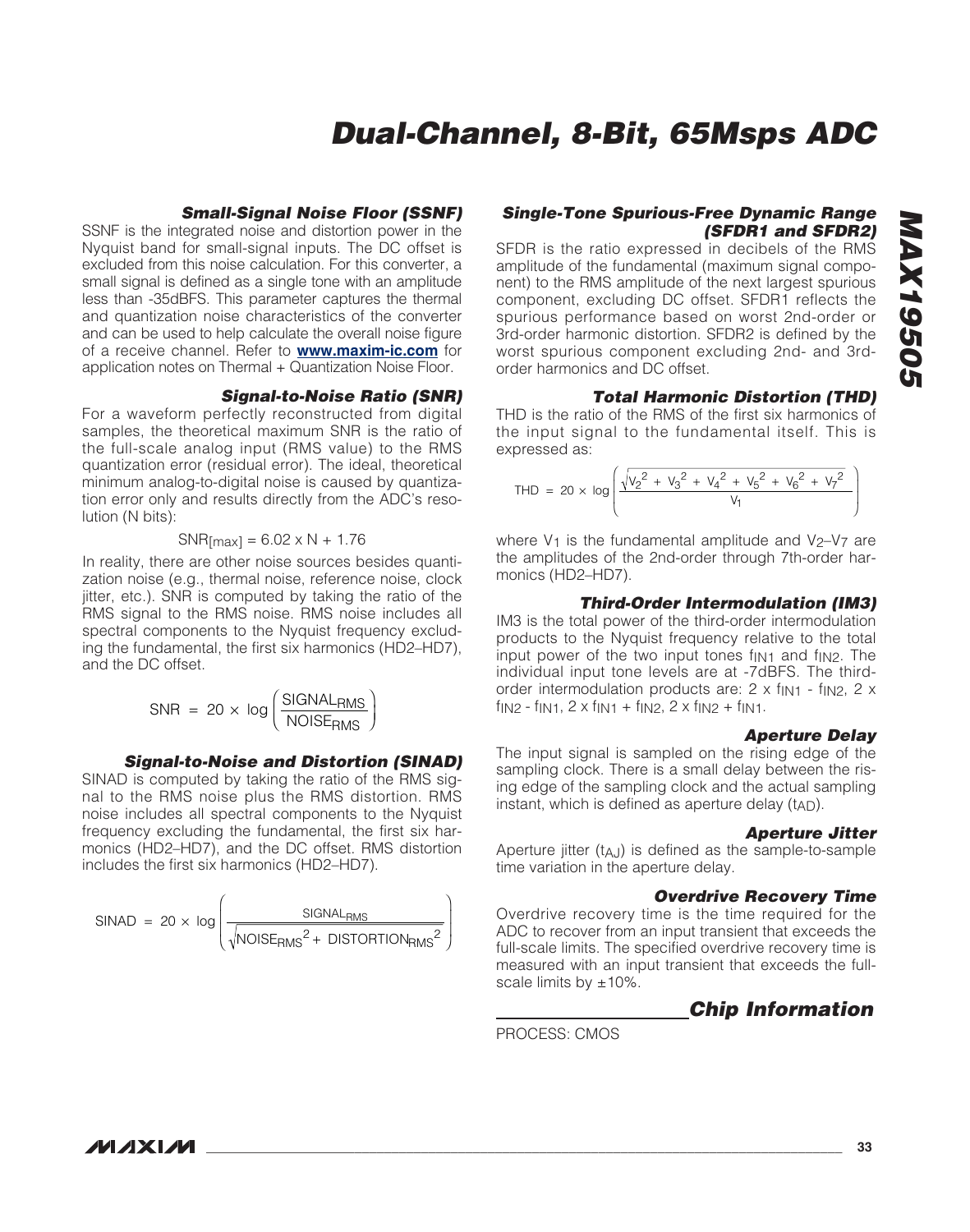### Small-Signal Noise Floor (SSNF)

SSNF is the integrated noise and distortion power in the Nyquist band for small-signal inputs. The DC offset is excluded from this noise calculation. For this converter, a small signal is defined as a single tone with an amplitude less than -35dBFS. This parameter captures the thermal and quantization noise characteristics of the converter and can be used to help calculate the overall noise figure of a receive channel. Refer to **www.maxim-ic.com** for application notes on Thermal + Quantization Noise Floor.

### Signal-to-Noise Ratio (SNR)

For a waveform perfectly reconstructed from digital samples, the theoretical maximum SNR is the ratio of the full-scale analog input (RMS value) to the RMS quantization error (residual error). The ideal, theoretical minimum analog-to-digital noise is caused by quantization error only and results directly from the ADC's resolution (N bits):

$$SNR_{[max]} = 6.02 \times N + 1.76$$

In reality, there are other noise sources besides quantization noise (e.g., thermal noise, reference noise, clock jitter, etc.). SNR is computed by taking the ratio of the RMS signal to the RMS noise. RMS noise includes all spectral components to the Nyquist frequency excluding the fundamental, the first six harmonics (HD2–HD7), and the DC offset.

$$SNR = 20 \times \log\left(\frac{SIGNAL_{RMS}}{NOISE_{RMS}}\right)$$

### Signal-to-Noise and Distortion (SINAD)

SINAD is computed by taking the ratio of the RMS signal to the RMS noise plus the RMS distortion. RMS noise includes all spectral components to the Nyquist frequency excluding the fundamental, the first six harmonics (HD2–HD7), and the DC offset. RMS distortion includes the first six harmonics (HD2–HD7).

$$SINAD = 20 \times \log\left(\frac{SIGNAL_{RMS}}{\sqrt{NOISE_{RMS}{}^2 + DISTORTION_{RMS}{}^2}}\right)$$

### Single-Tone Spurious-Free Dynamic Range (SFDR1 and SFDR2)

SFDR is the ratio expressed in decibels of the RMS amplitude of the fundamental (maximum signal component) to the RMS amplitude of the next largest spurious component, excluding DC offset. SFDR1 reflects the spurious performance based on worst 2nd-order or 3rd-order harmonic distortion. SFDR2 is defined by the worst spurious component excluding 2nd- and 3rd-order harmonics and DC offset.

### Total Harmonic Distortion (THD)

THD is the ratio of the RMS of the first six harmonics of the input signal to the fundamental itself. This is expressed as:

$$THD = 20 \times \log\left(\frac{\sqrt{V_2{}^2 + V_3{}^2 + V_4{}^2 + V_5{}^2 + V_6{}^2 + V_7{}^2}}{V_1}\right)$$

where $V_1$ is the fundamental amplitude and $V_2$–$V_7$ are the amplitudes of the 2nd-order through 7th-order harmonics (HD2–HD7).

### Third-Order Intermodulation (IM3)

IM3 is the total power of the third-order intermodulation products to the Nyquist frequency relative to the total input power of the two input tones $f_{IN1}$ and $f_{IN2}$. The individual input tone levels are at -7dBFS. The third-order intermodulation products are: $2 \times f_{IN1} - f_{IN2}$, $2 \times f_{IN2} - f_{IN1}$, $2 \times f_{IN1} + f_{IN2}$, $2 \times f_{IN2} + f_{IN1}$.

### Aperture Delay

The input signal is sampled on the rising edge of the sampling clock. There is a small delay between the rising edge of the sampling clock and the actual sampling instant, which is defined as aperture delay ($t_{AD}$).

### Aperture Jitter

Aperture jitter ($t_{AJ}$) is defined as the sample-to-sample time variation in the aperture delay.

### Overdrive Recovery Time

Overdrive recovery time is the time required for the ADC to recover from an input transient that exceeds the full-scale limits. The specified overdrive recovery time is measured with an input transient that exceeds the full-scale limits by ±10%.

## Chip Information

PROCESS: CMOS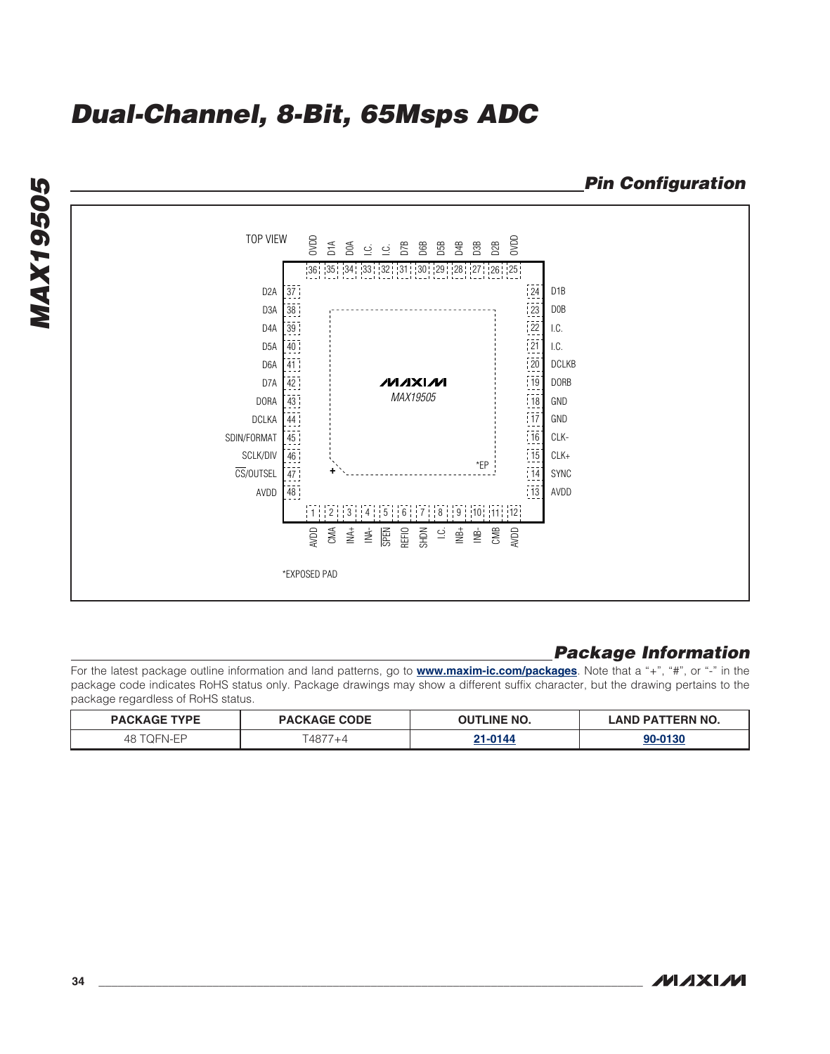# Dual-Channel, 8-Bit, 65Msps ADC

## Pin Configuration

TOP VIEW

| Pin | Name | Pin | Name | Pin | Name | Pin | Name |
|---|---|---|---|---|---|---|---|
| 1 | AVDD | 13 | AVDD | 25 | OVDD | 37 | D2A |
| 2 | CMA | 14 | SYNC | 26 | D2B | 38 | D3A |
| 3 | INA+ | 15 | CLK+ | 27 | D3B | 39 | D4A |
| 4 | INA- | 16 | CLK- | 28 | D4B | 40 | D5A |
| 5 | $\overline{\text{SPEN}}$ | 17 | GND | 29 | D5B | 41 | D6A |
| 6 | REFIO | 18 | GND | 30 | D6B | 42 | D7A |
| 7 | SHDN | 19 | DORB | 31 | D7B | 43 | DORA |
| 8 | I.C. | 20 | DCLKB | 32 | I.C. | 44 | DCLKA |
| 9 | INB+ | 21 | I.C. | 33 | I.C. | 45 | SDIN/FORMAT |
| 10 | INB- | 22 | I.C. | 34 | D0A | 46 | SCLK/DIV |
| 11 | CMB | 23 | D0B | 35 | D1A | 47 | $\overline{\text{CS}}$/OUTSEL |
| 12 | AVDD | 24 | D1B | 36 | OVDD | 48 | AVDD |

MAX19505

*EP

*EXPOSED PAD

## Package Information

For the latest package outline information and land patterns, go to **www.maxim-ic.com/packages**. Note that a "+", "#", or "-" in the package code indicates RoHS status only. Package drawings may show a different suffix character, but the drawing pertains to the package regardless of RoHS status.

| PACKAGE TYPE | PACKAGE CODE | OUTLINE NO. | LAND PATTERN NO. |
|---|---|---|---|
| 48 TQFN-EP | T4877+4 | 21-0144 | 90-0130 |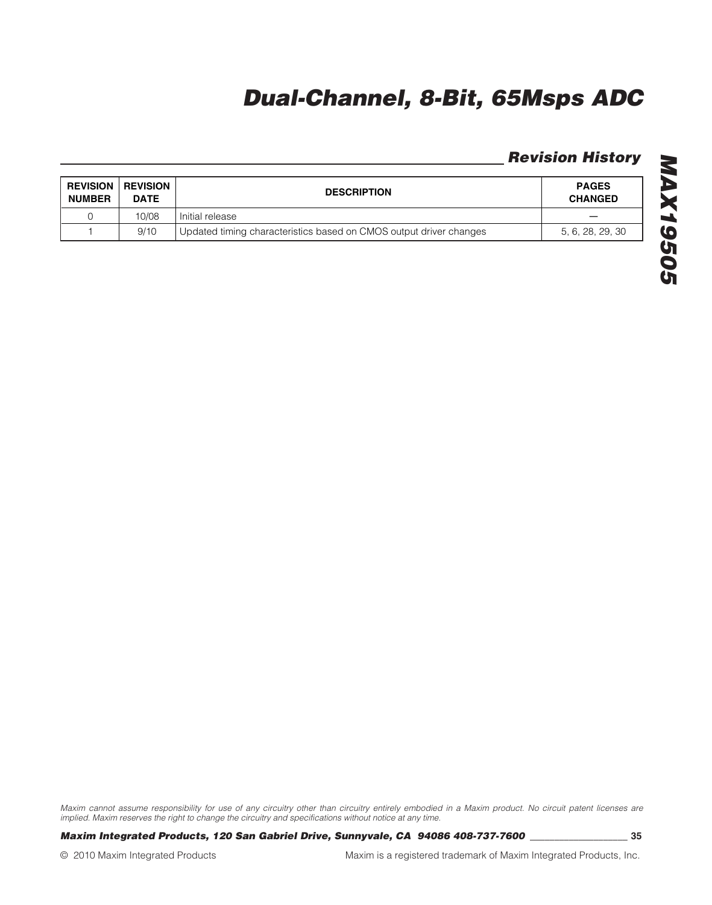## Revision History

| REVISION NUMBER | REVISION DATE | DESCRIPTION | PAGES CHANGED |
|---|---|---|---|
| 0 | 10/08 | Initial release | — |
| 1 | 9/10 | Updated timing characteristics based on CMOS output driver changes | 5, 6, 28, 29, 30 |

*Maxim cannot assume responsibility for use of any circuitry other than circuitry entirely embodied in a Maxim product. No circuit patent licenses are implied. Maxim reserves the right to change the circuitry and specifications without notice at any time.*

***Maxim Integrated Products, 120 San Gabriel Drive, Sunnyvale, CA 94086 408-737-7600***

© 2010 Maxim Integrated Products

Maxim is a registered trademark of Maxim Integrated Products, Inc.